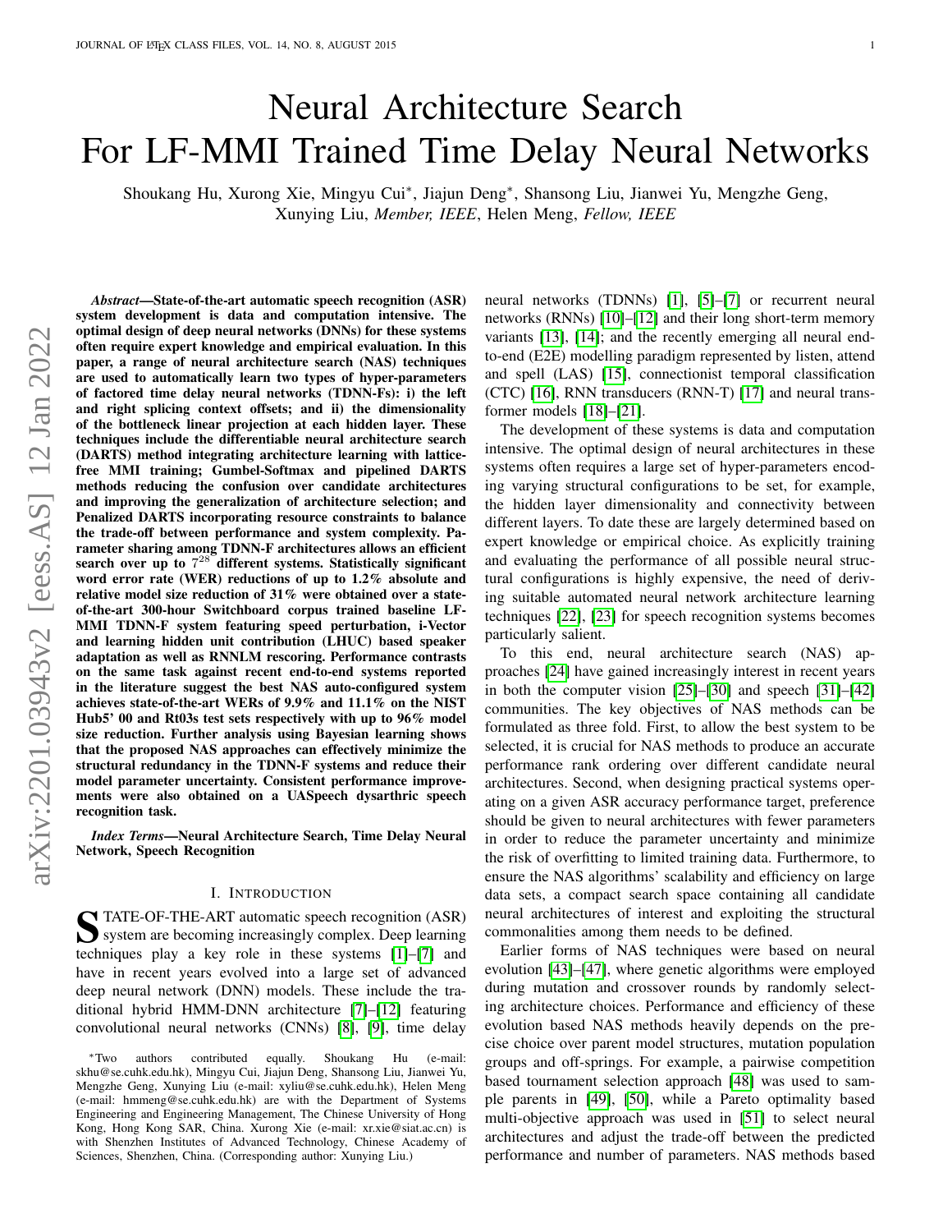# Neural Architecture Search For LF-MMI Trained Time Delay Neural Networks

Shoukang Hu, Xurong Xie, Mingyu Cui*, Jiajun Deng*, Shansong Liu, Jianwei Yu, Mengzhe Geng, Xunying Liu, *Member, IEEE*, Helen Meng, *Fellow, IEEE*

***Abstract*—State-of-the-art automatic speech recognition (ASR) system development is data and computation intensive. The optimal design of deep neural networks (DNNs) for these systems often require expert knowledge and empirical evaluation. In this paper, a range of neural architecture search (NAS) techniques are used to automatically learn two types of hyper-parameters of factored time delay neural networks (TDNN-Fs): i) the left and right splicing context offsets; and ii) the dimensionality of the bottleneck linear projection at each hidden layer. These techniques include the differentiable neural architecture search (DARTS) method integrating architecture learning with lattice-free MMI training; Gumbel-Softmax and pipelined DARTS methods reducing the confusion over candidate architectures and improving the generalization of architecture selection; and Penalized DARTS incorporating resource constraints to balance the trade-off between performance and system complexity. Parameter sharing among TDNN-F architectures allows an efficient search over up to $7^{28}$ different systems. Statistically significant word error rate (WER) reductions of up to 1.2% absolute and relative model size reduction of 31% were obtained over a state-of-the-art 300-hour Switchboard corpus trained baseline LF-MMI TDNN-F system featuring speed perturbation, i-Vector and learning hidden unit contribution (LHUC) based speaker adaptation as well as RNNLM rescoring. Performance contrasts on the same task against recent end-to-end systems reported in the literature suggest the best NAS auto-configured system achieves state-of-the-art WERs of 9.9% and 11.1% on the NIST Hub5' 00 and Rt03s test sets respectively with up to 96% model size reduction. Further analysis using Bayesian learning shows that the proposed NAS approaches can effectively minimize the structural redundancy in the TDNN-F systems and reduce their model parameter uncertainty. Consistent performance improvements were also obtained on a UASpeech dysarthric speech recognition task.**

***Index Terms*—Neural Architecture Search, Time Delay Neural Network, Speech Recognition**

## I. Introduction

STATE-OF-THE-ART automatic speech recognition (ASR) system are becoming increasingly complex. Deep learning techniques play a key role in these systems [1]–[7] and have in recent years evolved into a large set of advanced deep neural network (DNN) models. These include the traditional hybrid HMM-DNN architecture [7]–[12] featuring convolutional neural networks (CNNs) [8], [9], time delay neural networks (TDNNs) [1], [5]–[7] or recurrent neural networks (RNNs) [10]–[12] and their long short-term memory variants [13], [14]; and the recently emerging all neural end-to-end (E2E) modelling paradigm represented by listen, attend and spell (LAS) [15], connectionist temporal classification (CTC) [16], RNN transducers (RNN-T) [17] and neural transformer models [18]–[21].

The development of these systems is data and computation intensive. The optimal design of neural architectures in these systems often requires a large set of hyper-parameters encoding varying structural configurations to be set, for example, the hidden layer dimensionality and connectivity between different layers. To date these are largely determined based on expert knowledge or empirical choice. As explicitly training and evaluating the performance of all possible neural structural configurations is highly expensive, the need of deriving suitable automated neural network architecture learning techniques [22], [23] for speech recognition systems becomes particularly salient.

To this end, neural architecture search (NAS) approaches [24] have gained increasingly interest in recent years in both the computer vision [25]–[30] and speech [31]–[42] communities. The key objectives of NAS methods can be formulated as three fold. First, to allow the best system to be selected, it is crucial for NAS methods to produce an accurate performance rank ordering over different candidate neural architectures. Second, when designing practical systems operating on a given ASR accuracy performance target, preference should be given to neural architectures with fewer parameters in order to reduce the parameter uncertainty and minimize the risk of overfitting to limited training data. Furthermore, to ensure the NAS algorithms' scalability and efficiency on large data sets, a compact search space containing all candidate neural architectures of interest and exploiting the structural commonalities among them needs to be defined.

Earlier forms of NAS techniques were based on neural evolution [43]–[47], where genetic algorithms were employed during mutation and crossover rounds by randomly selecting architecture choices. Performance and efficiency of these evolution based NAS methods heavily depends on the precise choice over parent model structures, mutation population groups and off-springs. For example, a pairwise competition based tournament selection approach [48] was used to sample parents in [49], [50], while a Pareto optimality based multi-objective approach was used in [51] to select neural architectures and adjust the trade-off between the predicted performance and number of parameters. NAS methods based

*Two authors contributed equally. Shoukang Hu (e-mail: skhu@se.cuhk.edu.hk), Mingyu Cui, Jiajun Deng, Shansong Liu, Jianwei Yu, Mengzhe Geng, Xunying Liu (e-mail: xyliu@se.cuhk.edu.hk), Helen Meng (e-mail: hmmeng@se.cuhk.edu.hk) are with the Department of Systems Engineering and Engineering Management, The Chinese University of Hong Kong, Hong Kong SAR, China. Xurong Xie (e-mail: xr.xie@siat.ac.cn) is with Shenzhen Institutes of Advanced Technology, Chinese Academy of Sciences, Shenzhen, China. (Corresponding author: Xunying Liu.)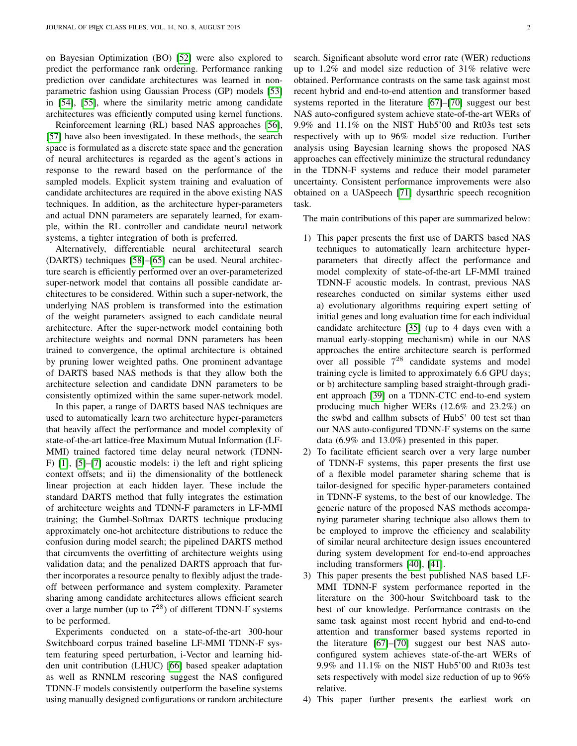on Bayesian Optimization (BO) [52] were also explored to predict the performance rank ordering. Performance ranking prediction over candidate architectures was learned in non-parametric fashion using Gaussian Process (GP) models [53] in [54], [55], where the similarity metric among candidate architectures was efficiently computed using kernel functions.

Reinforcement learning (RL) based NAS approaches [56], [57] have also been investigated. In these methods, the search space is formulated as a discrete state space and the generation of neural architectures is regarded as the agent's actions in response to the reward based on the performance of the sampled models. Explicit system training and evaluation of candidate architectures are required in the above existing NAS techniques. In addition, as the architecture hyper-parameters and actual DNN parameters are separately learned, for example, within the RL controller and candidate neural network systems, a tighter integration of both is preferred.

Alternatively, differentiable neural architectural search (DARTS) techniques [58]–[65] can be used. Neural architecture search is efficiently performed over an over-parameterized super-network model that contains all possible candidate architectures to be considered. Within such a super-network, the underlying NAS problem is transformed into the estimation of the weight parameters assigned to each candidate neural architecture. After the super-network model containing both architecture weights and normal DNN parameters has been trained to convergence, the optimal architecture is obtained by pruning lower weighted paths. One prominent advantage of DARTS based NAS methods is that they allow both the architecture selection and candidate DNN parameters to be consistently optimized within the same super-network model.

In this paper, a range of DARTS based NAS techniques are used to automatically learn two architecture hyper-parameters that heavily affect the performance and model complexity of state-of-the-art lattice-free Maximum Mutual Information (LF-MMI) trained factored time delay neural network (TDNN-F) [1], [5]–[7] acoustic models: i) the left and right splicing context offsets; and ii) the dimensionality of the bottleneck linear projection at each hidden layer. These include the standard DARTS method that fully integrates the estimation of architecture weights and TDNN-F parameters in LF-MMI training; the Gumbel-Softmax DARTS technique producing approximately one-hot architecture distributions to reduce the confusion during model search; the pipelined DARTS method that circumvents the overfitting of architecture weights using validation data; and the penalized DARTS approach that further incorporates a resource penalty to flexibly adjust the trade-off between performance and system complexity. Parameter sharing among candidate architectures allows efficient search over a large number (up to $7^{28}$) of different TDNN-F systems to be performed.

Experiments conducted on a state-of-the-art 300-hour Switchboard corpus trained baseline LF-MMI TDNN-F system featuring speed perturbation, i-Vector and learning hidden unit contribution (LHUC) [66] based speaker adaptation as well as RNNLM rescoring suggest the NAS configured TDNN-F models consistently outperform the baseline systems using manually designed configurations or random architecture search. Significant absolute word error rate (WER) reductions up to 1.2% and model size reduction of 31% relative were obtained. Performance contrasts on the same task against most recent hybrid and end-to-end attention and transformer based systems reported in the literature [67]–[70] suggest our best NAS auto-configured system achieve state-of-the-art WERs of 9.9% and 11.1% on the NIST Hub5'00 and Rt03s test sets respectively with up to 96% model size reduction. Further analysis using Bayesian learning shows the proposed NAS approaches can effectively minimize the structural redundancy in the TDNN-F systems and reduce their model parameter uncertainty. Consistent performance improvements were also obtained on a UASpeech [71] dysarthric speech recognition task.

The main contributions of this paper are summarized below:

1) This paper presents the first use of DARTS based NAS techniques to automatically learn architecture hyper-parameters that directly affect the performance and model complexity of state-of-the-art LF-MMI trained TDNN-F acoustic models. In contrast, previous NAS researches conducted on similar systems either used a) evolutionary algorithms requiring expert setting of initial genes and long evaluation time for each individual candidate architecture [35] (up to 4 days even with a manual early-stopping mechanism) while in our NAS approaches the entire architecture search is performed over all possible $7^{28}$ candidate systems and model training cycle is limited to approximately 6.6 GPU days; or b) architecture sampling based straight-through gradient approach [39] on a TDNN-CTC end-to-end system producing much higher WERs (12.6% and 23.2%) on the swbd and callhm subsets of Hub5' 00 test set than our NAS auto-configured TDNN-F systems on the same data (6.9% and 13.0%) presented in this paper.
2) To facilitate efficient search over a very large number of TDNN-F systems, this paper presents the first use of a flexible model parameter sharing scheme that is tailor-designed for specific hyper-parameters contained in TDNN-F systems, to the best of our knowledge. The generic nature of the proposed NAS methods accompanying parameter sharing technique also allows them to be employed to improve the efficiency and scalability of similar neural architecture design issues encountered during system development for end-to-end approaches including transformers [40], [41].
3) This paper presents the best published NAS based LF-MMI TDNN-F system performance reported in the literature on the 300-hour Switchboard task to the best of our knowledge. Performance contrasts on the same task against most recent hybrid and end-to-end attention and transformer based systems reported in the literature [67]–[70] suggest our best NAS auto-configured system achieves state-of-the-art WERs of 9.9% and 11.1% on the NIST Hub5'00 and Rt03s test sets respectively with model size reduction of up to 96% relative.
4) This paper further presents the earliest work on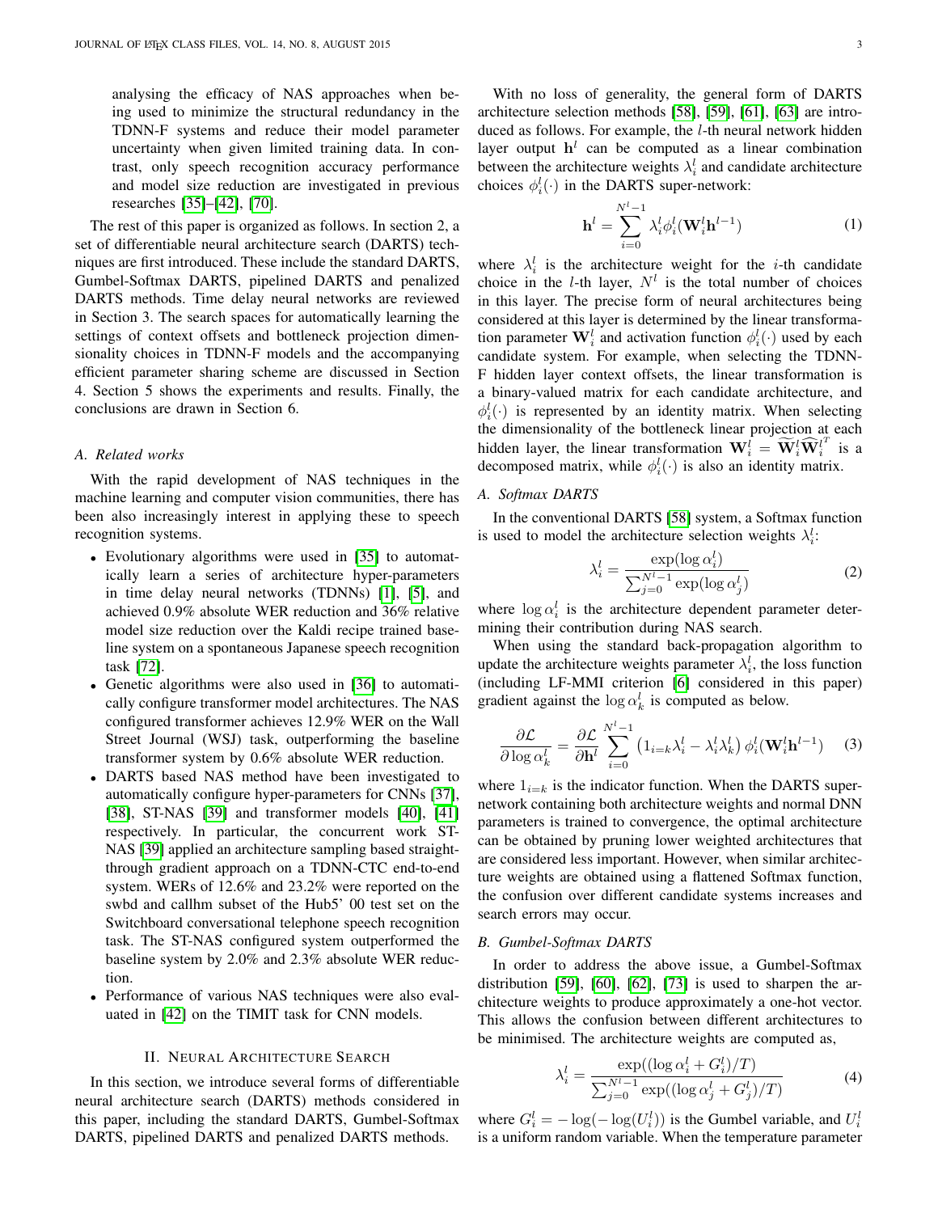analysing the efficacy of NAS approaches when being used to minimize the structural redundancy in the TDNN-F systems and reduce their model parameter uncertainty when given limited training data. In contrast, only speech recognition accuracy performance and model size reduction are investigated in previous researches [35]–[42], [70].

The rest of this paper is organized as follows. In section 2, a set of differentiable neural architecture search (DARTS) techniques are first introduced. These include the standard DARTS, Gumbel-Softmax DARTS, pipelined DARTS and penalized DARTS methods. Time delay neural networks are reviewed in Section 3. The search spaces for automatically learning the settings of context offsets and bottleneck projection dimensionality choices in TDNN-F models and the accompanying efficient parameter sharing scheme are discussed in Section 4. Section 5 shows the experiments and results. Finally, the conclusions are drawn in Section 6.

### A. Related works

With the rapid development of NAS techniques in the machine learning and computer vision communities, there has been also increasingly interest in applying these to speech recognition systems.

- Evolutionary algorithms were used in [35] to automatically learn a series of architecture hyper-parameters in time delay neural networks (TDNNs) [1], [5], and achieved 0.9% absolute WER reduction and 36% relative model size reduction over the Kaldi recipe trained baseline system on a spontaneous Japanese speech recognition task [72].
- Genetic algorithms were also used in [36] to automatically configure transformer model architectures. The NAS configured transformer achieves 12.9% WER on the Wall Street Journal (WSJ) task, outperforming the baseline transformer system by 0.6% absolute WER reduction.
- DARTS based NAS method have been investigated to automatically configure hyper-parameters for CNNs [37], [38], ST-NAS [39] and transformer models [40], [41] respectively. In particular, the concurrent work ST-NAS [39] applied an architecture sampling based straight-through gradient approach on a TDNN-CTC end-to-end system. WERs of 12.6% and 23.2% were reported on the swbd and callhm subset of the Hub5' 00 test set on the Switchboard conversational telephone speech recognition task. The ST-NAS configured system outperformed the baseline system by 2.0% and 2.3% absolute WER reduction.
- Performance of various NAS techniques were also evaluated in [42] on the TIMIT task for CNN models.

## II. Neural Architecture Search

In this section, we introduce several forms of differentiable neural architecture search (DARTS) methods considered in this paper, including the standard DARTS, Gumbel-Softmax DARTS, pipelined DARTS and penalized DARTS methods.

With no loss of generality, the general form of DARTS architecture selection methods [58], [59], [61], [63] are introduced as follows. For example, the $l$-th neural network hidden layer output $\mathbf{h}^l$ can be computed as a linear combination between the architecture weights $\lambda_i^l$ and candidate architecture choices $\phi_i^l(\cdot)$ in the DARTS super-network:

$$\mathbf{h}^l = \sum_{i=0}^{N^l-1} \lambda_i^l \phi_i^l(\mathbf{W}_i^l \mathbf{h}^{l-1}) \tag{1}$$

where $\lambda_i^l$ is the architecture weight for the $i$-th candidate choice in the $l$-th layer, $N^l$ is the total number of choices in this layer. The precise form of neural architectures being considered at this layer is determined by the linear transformation parameter $\mathbf{W}_i^l$ and activation function $\phi_i^l(\cdot)$ used by each candidate system. For example, when selecting the TDNN-F hidden layer context offsets, the linear transformation is a binary-valued matrix for each candidate architecture, and $\phi_i^l(\cdot)$ is represented by an identity matrix. When selecting the dimensionality of the bottleneck linear projection at each hidden layer, the linear transformation $\mathbf{W}_i^l = \widetilde{\mathbf{W}}_i^l \widehat{\mathbf{W}}_i^{l^T}$ is a decomposed matrix, while $\phi_i^l(\cdot)$ is also an identity matrix.

### A. Softmax DARTS

In the conventional DARTS [58] system, a Softmax function is used to model the architecture selection weights $\lambda_i^l$:

$$\lambda_i^l = \frac{\exp(\log \alpha_i^l)}{\sum_{j=0}^{N^l-1} \exp(\log \alpha_j^l)} \tag{2}$$

where $\log \alpha_i^l$ is the architecture dependent parameter determining their contribution during NAS search.

When using the standard back-propagation algorithm to update the architecture weights parameter $\lambda_i^l$, the loss function (including LF-MMI criterion [6] considered in this paper) gradient against the $\log \alpha_k^l$ is computed as below.

$$\frac{\partial \mathcal{L}}{\partial \log \alpha_k^l} = \frac{\partial \mathcal{L}}{\partial \mathbf{h}^l} \sum_{i=0}^{N^l-1} \left(1_{i=k}\lambda_i^l - \lambda_i^l \lambda_k^l\right) \phi_i^l(\mathbf{W}_i^l \mathbf{h}^{l-1}) \tag{3}$$

where $1_{i=k}$ is the indicator function. When the DARTS super-network containing both architecture weights and normal DNN parameters is trained to convergence, the optimal architecture can be obtained by pruning lower weighted architectures that are considered less important. However, when similar architecture weights are obtained using a flattened Softmax function, the confusion over different candidate systems increases and search errors may occur.

### B. Gumbel-Softmax DARTS

In order to address the above issue, a Gumbel-Softmax distribution [59], [60], [62], [73] is used to sharpen the architecture weights to produce approximately a one-hot vector. This allows the confusion between different architectures to be minimised. The architecture weights are computed as,

$$\lambda_i^l = \frac{\exp((\log \alpha_i^l + G_i^l)/T)}{\sum_{j=0}^{N^l-1} \exp((\log \alpha_j^l + G_j^l)/T)} \tag{4}$$

where $G_i^l = -\log(-\log(U_i^l))$ is the Gumbel variable, and $U_i^l$ is a uniform random variable. When the temperature parameter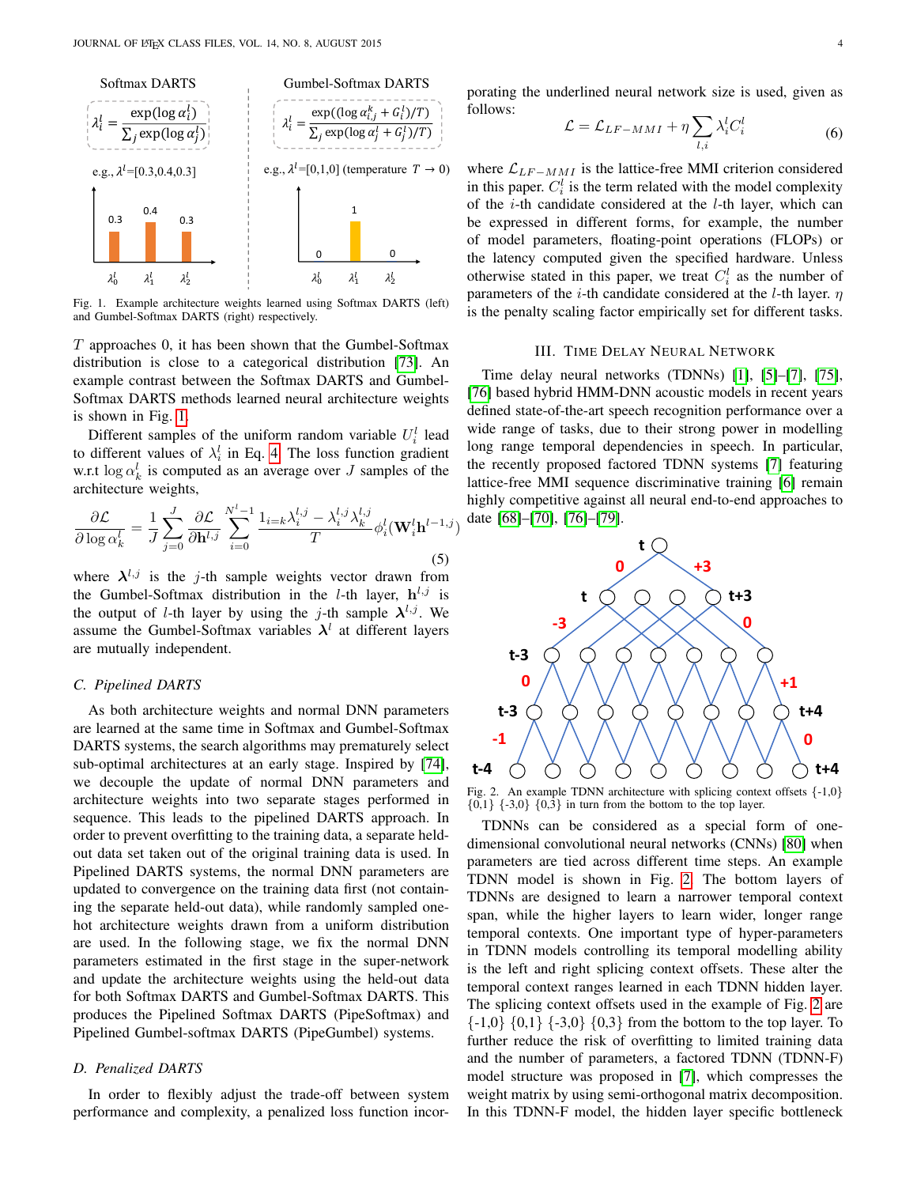Fig. 1. Example architecture weights learned using Softmax DARTS (left) and Gumbel-Softmax DARTS (right) respectively.

$T$ approaches 0, it has been shown that the Gumbel-Softmax distribution is close to a categorical distribution [73]. An example contrast between the Softmax DARTS and Gumbel-Softmax DARTS methods learned neural architecture weights is shown in Fig. 1.

Different samples of the uniform random variable $U_i^l$ lead to different values of $\lambda_i^l$ in Eq. 4. The loss function gradient w.r.t $\log \alpha_k^l$ is computed as an average over $J$ samples of the architecture weights,

$$\frac{\partial \mathcal{L}}{\partial \log \alpha_k^l} = \frac{1}{J}\sum_{j=0}^{J} \frac{\partial \mathcal{L}}{\partial \mathbf{h}^{l,j}} \sum_{i=0}^{N^l-1} \frac{1_{i=k}\lambda_i^{l,j} - \lambda_i^{l,j}\lambda_k^{l,j}}{T} \phi_i^l(\mathbf{W}_i^l \mathbf{h}^{l-1,j}) \tag{5}$$

where $\boldsymbol{\lambda}^{l,j}$ is the $j$-th sample weights vector drawn from the Gumbel-Softmax distribution in the $l$-th layer, $\mathbf{h}^{l,j}$ is the output of $l$-th layer by using the $j$-th sample $\boldsymbol{\lambda}^{l,j}$. We assume the Gumbel-Softmax variables $\boldsymbol{\lambda}^l$ at different layers are mutually independent.

### C. Pipelined DARTS

As both architecture weights and normal DNN parameters are learned at the same time in Softmax and Gumbel-Softmax DARTS systems, the search algorithms may prematurely select sub-optimal architectures at an early stage. Inspired by [74], we decouple the update of normal DNN parameters and architecture weights into two separate stages performed in sequence. This leads to the pipelined DARTS approach. In order to prevent overfitting to the training data, a separate held-out data set taken out of the original training data is used. In Pipelined DARTS systems, the normal DNN parameters are updated to convergence on the training data first (not containing the separate held-out data), while randomly sampled one-hot architecture weights drawn from a uniform distribution are used. In the following stage, we fix the normal DNN parameters estimated in the first stage in the super-network and update the architecture weights using the held-out data for both Softmax DARTS and Gumbel-Softmax DARTS. This produces the Pipelined Softmax DARTS (PipeSoftmax) and Pipelined Gumbel-softmax DARTS (PipeGumbel) systems.

### D. Penalized DARTS

In order to flexibly adjust the trade-off between system performance and complexity, a penalized loss function incorporating the underlined neural network size is used, given as follows:

$$\mathcal{L} = \mathcal{L}_{LF-MMI} + \eta \sum_{l,i} \lambda_i^l C_i^l \tag{6}$$

where $\mathcal{L}_{LF-MMI}$ is the lattice-free MMI criterion considered in this paper. $C_i^l$ is the term related with the model complexity of the $i$-th candidate considered at the $l$-th layer, which can be expressed in different forms, for example, the number of model parameters, floating-point operations (FLOPs) or the latency computed given the specified hardware. Unless otherwise stated in this paper, we treat $C_i^l$ as the number of parameters of the $i$-th candidate considered at the $l$-th layer. $\eta$ is the penalty scaling factor empirically set for different tasks.

## III. Time Delay Neural Network

Time delay neural networks (TDNNs) [1], [5]–[7], [75], [76] based hybrid HMM-DNN acoustic models in recent years defined state-of-the-art speech recognition performance over a wide range of tasks, due to their strong power in modelling long range temporal dependencies in speech. In particular, the recently proposed factored TDNN systems [7] featuring lattice-free MMI sequence discriminative training [6] remain highly competitive against all neural end-to-end approaches to date [68]–[70], [76]–[79].

Fig. 2. An example TDNN architecture with splicing context offsets {-1,0} {0,1} {-3,0} {0,3} in turn from the bottom to the top layer.

TDNNs can be considered as a special form of one-dimensional convolutional neural networks (CNNs) [80] when parameters are tied across different time steps. An example TDNN model is shown in Fig. 2. The bottom layers of TDNNs are designed to learn a narrower temporal context span, while the higher layers to learn wider, longer range temporal contexts. One important type of hyper-parameters in TDNN models controlling its temporal modelling ability is the left and right splicing context offsets. These alter the temporal context ranges learned in each TDNN hidden layer. The splicing context offsets used in the example of Fig. 2 are {-1,0} {0,1} {-3,0} {0,3} from the bottom to the top layer. To further reduce the risk of overfitting to limited training data and the number of parameters, a factored TDNN (TDNN-F) model structure was proposed in [7], which compresses the weight matrix by using semi-orthogonal matrix decomposition. In this TDNN-F model, the hidden layer specific bottleneck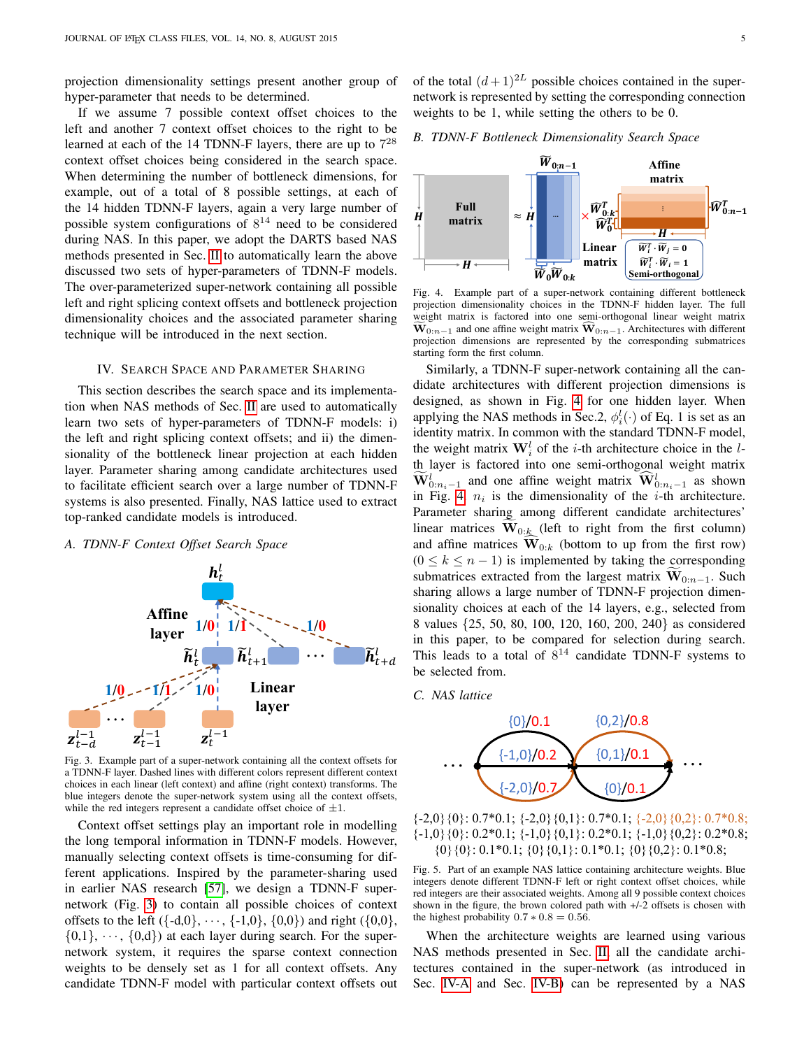projection dimensionality settings present another group of hyper-parameter that needs to be determined.

If we assume 7 possible context offset choices to the left and another 7 context offset choices to the right to be learned at each of the 14 TDNN-F layers, there are up to $7^{28}$ context offset choices being considered in the search space. When determining the number of bottleneck dimensions, for example, out of a total of 8 possible settings, at each of the 14 hidden TDNN-F layers, again a very large number of possible system configurations of $8^{14}$ need to be considered during NAS. In this paper, we adopt the DARTS based NAS methods presented in Sec. II to automatically learn the above discussed two sets of hyper-parameters of TDNN-F models. The over-parameterized super-network containing all possible left and right splicing context offsets and bottleneck projection dimensionality choices and the associated parameter sharing technique will be introduced in the next section.

## IV. Search Space and Parameter Sharing

This section describes the search space and its implementation when NAS methods of Sec. II are used to automatically learn two sets of hyper-parameters of TDNN-F models: i) the left and right splicing context offsets; and ii) the dimensionality of the bottleneck linear projection at each hidden layer. Parameter sharing among candidate architectures used to facilitate efficient search over a large number of TDNN-F systems is also presented. Finally, NAS lattice used to extract top-ranked candidate models is introduced.

### A. TDNN-F Context Offset Search Space

Fig. 3. Example part of a super-network containing all the context offsets for a TDNN-F layer. Dashed lines with different colors represent different context choices in each linear (left context) and affine (right context) transforms. The blue integers denote the super-network system using all the context offsets, while the red integers represent a candidate offset choice of $\pm 1$.

Context offset settings play an important role in modelling the long temporal information in TDNN-F models. However, manually selecting context offsets is time-consuming for different applications. Inspired by the parameter-sharing used in earlier NAS research [57], we design a TDNN-F super-network (Fig. 3) to contain all possible choices of context offsets to the left ({-d,0}, $\cdots$, {-1,0}, {0,0}) and right ({0,0}, {0,1}, $\cdots$, {0,d}) at each layer during search. For the super-network system, it requires the sparse context connection weights to be densely set as 1 for all context offsets. Any candidate TDNN-F model with particular context offsets out of the total $(d+1)^{2L}$ possible choices contained in the super-network is represented by setting the corresponding connection weights to be 1, while setting the others to be 0.

### B. TDNN-F Bottleneck Dimensionality Search Space

Fig. 4. Example part of a super-network containing different bottleneck projection dimensionality choices in the TDNN-F hidden layer. The full weight matrix is factored into one semi-orthogonal linear weight matrix $\widetilde{\mathbf{W}}_{0:n-1}$ and one affine weight matrix $\widehat{\mathbf{W}}_{0:n-1}$. Architectures with different projection dimensions are represented by the corresponding submatrices starting form the first column.

Similarly, a TDNN-F super-network containing all the candidate architectures with different projection dimensions is designed, as shown in Fig. 4 for one hidden layer. When applying the NAS methods in Sec.2, $\phi_i^l(\cdot)$ of Eq. 1 is set as an identity matrix. In common with the standard TDNN-F model, the weight matrix $\mathbf{W}_i^l$ of the $i$-th architecture choice in the $l$-th layer is factored into one semi-orthogonal weight matrix $\widetilde{\mathbf{W}}_{0:n_i-1}^l$ and one affine weight matrix $\widehat{\mathbf{W}}_{0:n_i-1}^l$ as shown in Fig. 4. $n_i$ is the dimensionality of the $i$-th architecture. Parameter sharing among different candidate architectures' linear matrices $\widetilde{\mathbf{W}}_{0:k}$ (left to right from the first column) and affine matrices $\widehat{\mathbf{W}}_{0:k}$ (bottom to up from the first row) $(0 \leq k \leq n-1)$ is implemented by taking the corresponding submatrices extracted from the largest matrix $\widetilde{\mathbf{W}}_{0:n-1}$. Such sharing allows a large number of TDNN-F projection dimensionality choices at each of the 14 layers, e.g., selected from 8 values {25, 50, 80, 100, 120, 160, 200, 240} as considered in this paper, to be compared for selection during search. This leads to a total of $8^{14}$ candidate TDNN-F systems to be selected from.

### C. NAS lattice

{-2,0}{0}: 0.7\*0.1; {-2,0}{0,1}: 0.7\*0.1; {-2,0}{0,2}: 0.7\*0.8;
{-1,0}{0}: 0.2\*0.1; {-1,0}{0,1}: 0.2\*0.1; {-1,0}{0,2}: 0.2\*0.8;
{0}{0}: 0.1\*0.1; {0}{0,1}: 0.1\*0.1; {0}{0,2}: 0.1\*0.8;

Fig. 5. Part of an example NAS lattice containing architecture weights. Blue integers denote different TDNN-F left or right context offset choices, while red integers are their associated weights. Among all 9 possible context choices shown in the figure, the brown colored path with +/-2 offsets is chosen with the highest probability $0.7 * 0.8 = 0.56$.

When the architecture weights are learned using various NAS methods presented in Sec. II, all the candidate architectures contained in the super-network (as introduced in Sec. IV-A and Sec. IV-B) can be represented by a NAS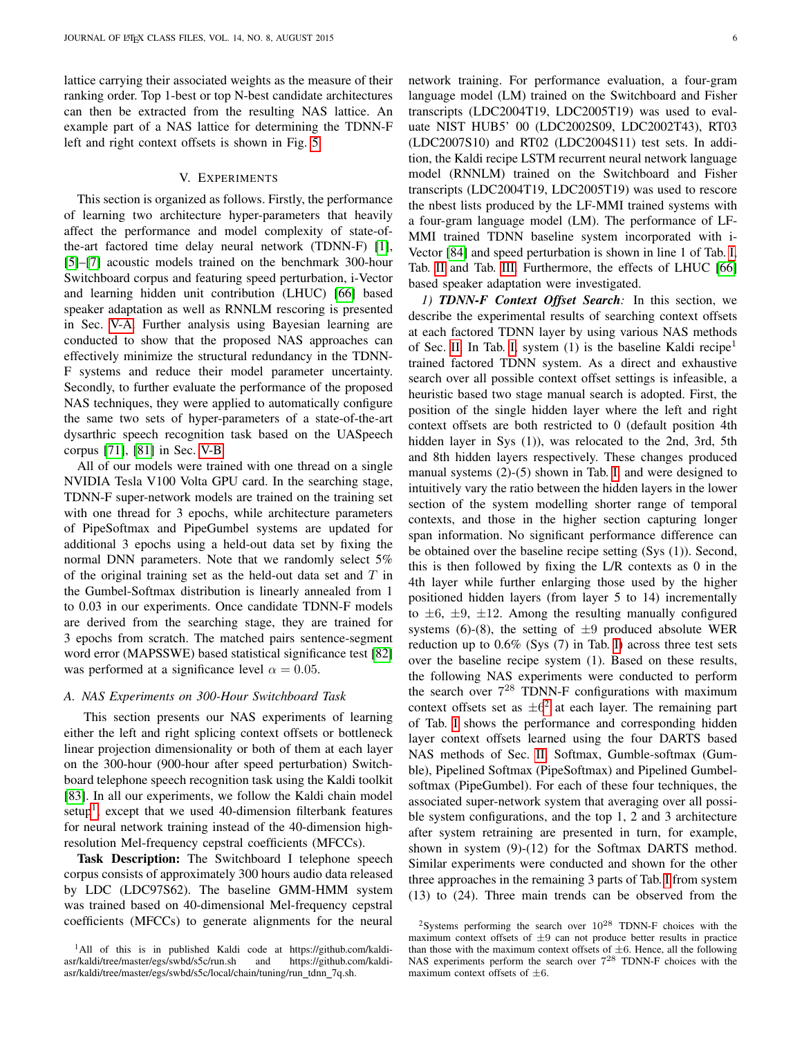lattice carrying their associated weights as the measure of their ranking order. Top 1-best or top N-best candidate architectures can then be extracted from the resulting NAS lattice. An example part of a NAS lattice for determining the TDNN-F left and right context offsets is shown in Fig. 5.

## V. Experiments

This section is organized as follows. Firstly, the performance of learning two architecture hyper-parameters that heavily affect the performance and model complexity of state-of-the-art factored time delay neural network (TDNN-F) [1], [5]–[7] acoustic models trained on the benchmark 300-hour Switchboard corpus and featuring speed perturbation, i-Vector and learning hidden unit contribution (LHUC) [66] based speaker adaptation as well as RNNLM rescoring is presented in Sec. V-A. Further analysis using Bayesian learning are conducted to show that the proposed NAS approaches can effectively minimize the structural redundancy in the TDNN-F systems and reduce their model parameter uncertainty. Secondly, to further evaluate the performance of the proposed NAS techniques, they were applied to automatically configure the same two sets of hyper-parameters of a state-of-the-art dysarthric speech recognition task based on the UASpeech corpus [71], [81] in Sec. V-B.

All of our models were trained with one thread on a single NVIDIA Tesla V100 Volta GPU card. In the searching stage, TDNN-F super-network models are trained on the training set with one thread for 3 epochs, while architecture parameters of PipeSoftmax and PipeGumbel systems are updated for additional 3 epochs using a held-out data set by fixing the normal DNN parameters. Note that we randomly select 5% of the original training set as the held-out data set and $T$ in the Gumbel-Softmax distribution is linearly annealed from 1 to 0.03 in our experiments. Once candidate TDNN-F models are derived from the searching stage, they are trained for 3 epochs from scratch. The matched pairs sentence-segment word error (MAPSSWE) based statistical significance test [82] was performed at a significance level $\alpha = 0.05$.

### A. NAS Experiments on 300-Hour Switchboard Task

This section presents our NAS experiments of learning either the left and right splicing context offsets or bottleneck linear projection dimensionality or both of them at each layer on the 300-hour (900-hour after speed perturbation) Switchboard telephone speech recognition task using the Kaldi toolkit [83]. In all our experiments, we follow the Kaldi chain model setup[1], except that we used 40-dimension filterbank features for neural network training instead of the 40-dimension high-resolution Mel-frequency cepstral coefficients (MFCCs).

**Task Description:** The Switchboard I telephone speech corpus consists of approximately 300 hours audio data released by LDC (LDC97S62). The baseline GMM-HMM system was trained based on 40-dimensional Mel-frequency cepstral coefficients (MFCCs) to generate alignments for the neural network training. For performance evaluation, a four-gram language model (LM) trained on the Switchboard and Fisher transcripts (LDC2004T19, LDC2005T19) was used to evaluate NIST HUB5' 00 (LDC2002S09, LDC2002T43), RT03 (LDC2007S10) and RT02 (LDC2004S11) test sets. In addition, the Kaldi recipe LSTM recurrent neural network language model (RNNLM) trained on the Switchboard and Fisher transcripts (LDC2004T19, LDC2005T19) was used to rescore the nbest lists produced by the LF-MMI trained systems with a four-gram language model (LM). The performance of LF-MMI trained TDNN baseline system incorporated with i-Vector [84] and speed perturbation is shown in line 1 of Tab. I, Tab. II and Tab. III. Furthermore, the effects of LHUC [66] based speaker adaptation were investigated.

*1) **TDNN-F Context Offset Search:*** In this section, we describe the experimental results of searching context offsets at each factored TDNN layer by using various NAS methods of Sec. II. In Tab. I, system (1) is the baseline Kaldi recipe[1] trained factored TDNN system. As a direct and exhaustive search over all possible context offset settings is infeasible, a heuristic based two stage manual search is adopted. First, the position of the single hidden layer where the left and right context offsets are both restricted to 0 (default position 4th hidden layer in Sys (1)), was relocated to the 2nd, 3rd, 5th and 8th hidden layers respectively. These changes produced manual systems (2)-(5) shown in Tab. I and were designed to intuitively vary the ratio between the hidden layers in the lower section of the system modelling shorter range of temporal contexts, and those in the higher section capturing longer span information. No significant performance difference can be obtained over the baseline recipe setting (Sys (1)). Second, this is then followed by fixing the L/R contexts as 0 in the 4th layer while further enlarging those used by the higher positioned hidden layers (from layer 5 to 14) incrementally to $\pm 6$, $\pm 9$, $\pm 12$. Among the resulting manually configured systems (6)-(8), the setting of $\pm 9$ produced absolute WER reduction up to 0.6% (Sys (7) in Tab. I) across three test sets over the baseline recipe system (1). Based on these results, the following NAS experiments were conducted to perform the search over $7^{28}$ TDNN-F configurations with maximum context offsets set as $\pm 6$[2] at each layer. The remaining part of Tab. I shows the performance and corresponding hidden layer context offsets learned using the four DARTS based NAS methods of Sec. II: Softmax, Gumble-softmax (Gumble), Pipelined Softmax (PipeSoftmax) and Pipelined Gumbel-softmax (PipeGumbel). For each of these four techniques, the associated super-network system that averaging over all possible system configurations, and the top 1, 2 and 3 architecture after system retraining are presented in turn, for example, shown in system (9)-(12) for the Softmax DARTS method. Similar experiments were conducted and shown for the other three approaches in the remaining 3 parts of Tab. I from system (13) to (24). Three main trends can be observed from the

[1] All of this is in published Kaldi code at https://github.com/kaldi-asr/kaldi/tree/master/egs/swbd/s5c/run.sh and https://github.com/kaldi-asr/kaldi/tree/master/egs/swbd/s5c/local/chain/tuning/run_tdnn_7q.sh.

[2] Systems performing the search over $10^{28}$ TDNN-F choices with the maximum context offsets of $\pm 9$ can not produce better results in practice than those with the maximum context offsets of $\pm 6$. Hence, all the following NAS experiments perform the search over $7^{28}$ TDNN-F choices with the maximum context offsets of $\pm 6$.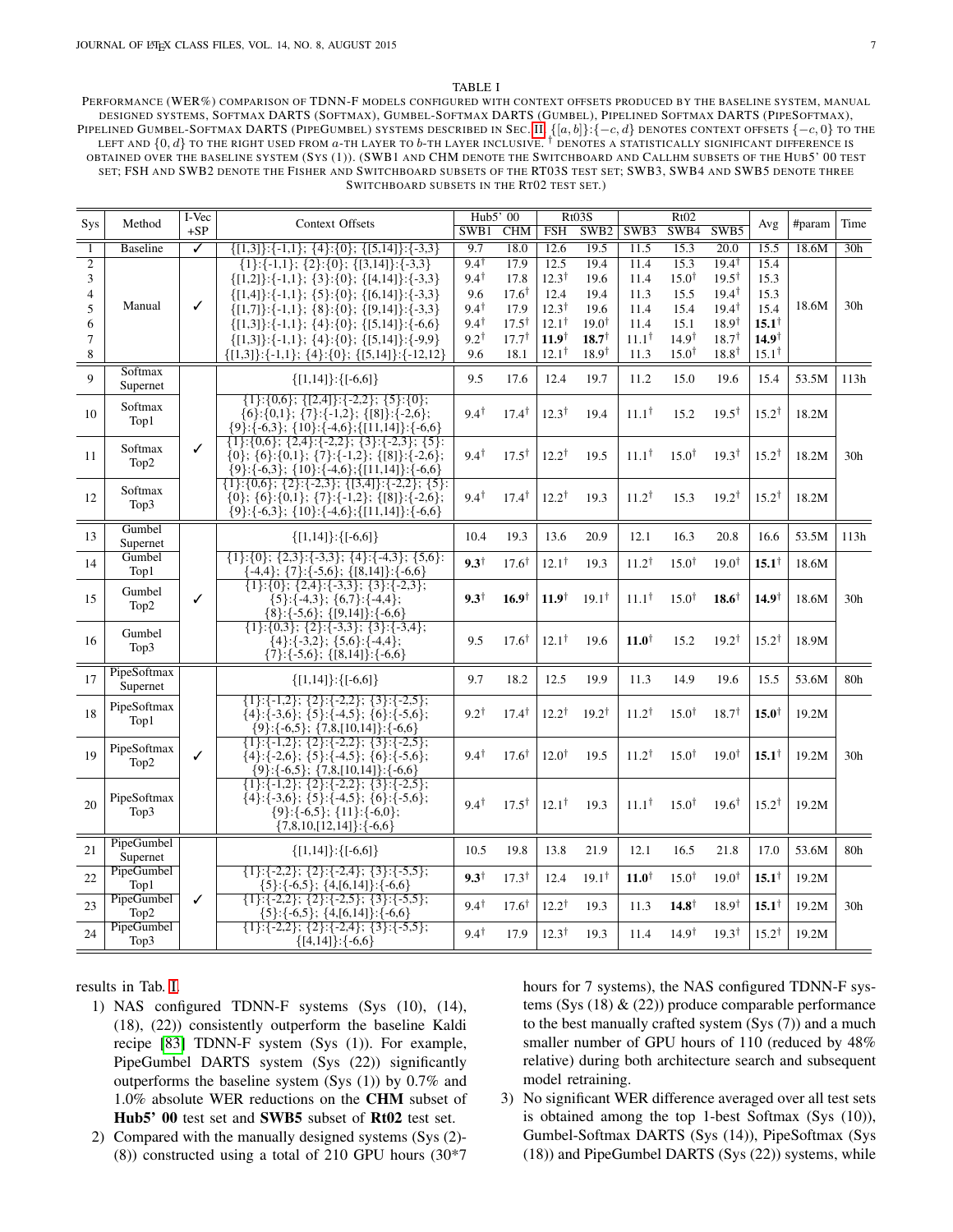TABLE I

PERFORMANCE (WER%) COMPARISON OF TDNN-F MODELS CONFIGURED WITH CONTEXT OFFSETS PRODUCED BY THE BASELINE SYSTEM, MANUAL DESIGNED SYSTEMS, SOFTMAX DARTS (SOFTMAX), GUMBEL-SOFTMAX DARTS (GUMBEL), PIPELINED SOFTMAX DARTS (PIPESOFTMAX), PIPELINED GUMBEL-SOFTMAX DARTS (PIPEGUMBEL) SYSTEMS DESCRIBED IN SEC. III. $\{[a, b]\}$:$\{-c, d\}$ DENOTES CONTEXT OFFSETS $\{-c, 0\}$ TO THE LEFT AND $\{0, d\}$ TO THE RIGHT USED FROM $a$-TH LAYER TO $b$-TH LAYER INCLUSIVE. † DENOTES A STATISTICALLY SIGNIFICANT DIFFERENCE IS OBTAINED OVER THE BASELINE SYSTEM (SYS (1)). (SWB1 AND CHM DENOTE THE SWITCHBOARD AND CALLHM SUBSETS OF THE HUB5' 00 TEST SET; FSH AND SWB2 DENOTE THE FISHER AND SWITCHBOARD SUBSETS OF THE RT03S TEST SET; SWB3, SWB4 AND SWB5 DENOTE THREE SWITCHBOARD SUBSETS IN THE RT02 TEST SET.)

| Sys | Method | I-Vec +SP | Context Offsets | Hub5' 00 | | Rt03S | | Rt02 | | | Avg | #param | Time |
|---|---|---|---|---|---|---|---|---|---|---|---|---|---|
| | | | | SWB1 | CHM | FSH | SWB2 | SWB3 | SWB4 | SWB5 | | | |
| 1 | Baseline | ✓ | {[1,3]}:{-1,1}; {4}:{0}; {[5,14]}:{-3,3} | 9.7 | 18.0 | 12.6 | 19.5 | 11.5 | 15.3 | 20.0 | 15.5 | 18.6M | 30h |
| 2 | Manual | ✓ | {1}:{-1,1}; {2}:{0}; {[3,14]}:{-3,3} | 9.4† | 17.9 | 12.5 | 19.4 | 11.4 | 15.3 | 19.4† | 15.4 | 18.6M | 30h |
| 3 | | | {[1,2]}:{-1,1}; {3}:{0}; {[4,14]}:{-3,3} | 9.4† | 17.8 | 12.3† | 19.6 | 11.4 | 15.0† | 19.5† | 15.3 | | |
| 4 | | | {[1,4]}:{-1,1}; {5}:{0}; {[6,14]}:{-3,3} | 9.6 | 17.6† | 12.4 | 19.4 | 11.3 | 15.5 | 19.4† | 15.3 | | |
| 5 | | | {[1,7]}:{-1,1}; {8}:{0}; {[9,14]}:{-3,3} | 9.4† | 17.9 | 12.3† | 19.6 | 11.4 | 15.4 | 19.4† | 15.4 | | |
| 6 | | | {[1,3]}:{-1,1}; {4}:{0}; {[5,14]}:{-6,6} | 9.4† | 17.5† | 12.1† | 19.0† | 11.4 | 15.1 | 18.9† | **15.1**† | | |
| 7 | | | {[1,3]}:{-1,1}; {4}:{0}; {[5,14]}:{-9,9} | 9.2† | 17.7† | **11.9**† | **18.7**† | 11.1† | 14.9† | 18.7† | **14.9**† | | |
| 8 | | | {[1,3]}:{-1,1}; {4}:{0}; {[5,14]}:{-12,12} | 9.6 | 18.1 | 12.1† | 18.9† | 11.3 | 15.0† | 18.8† | 15.1† | | |
| 9 | Softmax Supernet | ✓ | {[1,14]}:{[-6,6]} | 9.5 | 17.6 | 12.4 | 19.7 | 11.2 | 15.0 | 19.6 | 15.4 | 53.5M | 113h |
| 10 | Softmax Top1 | | {1}:{0,6}; {[2,4]}:{-2,2}; {5}:{0}; {6}:{0,1}; {7}:{-1,2}; {[8]}:{-2,6}; {9}:{-6,3}; {10}:{-4,6};{[11,14]}:{-6,6} | 9.4† | 17.4† | 12.3† | 19.4 | 11.1† | 15.2 | 19.5† | 15.2† | 18.2M | 30h |
| 11 | Softmax Top2 | | {1}:{0,6}; {2,4}:{-2,2}; {3}:{-2,3}; {5}:{0}; {6}:{0,1}; {7}:{-1,2}; {[8]}:{-2,6}; {9}:{-6,3}; {10}:{-4,6};{[11,14]}:{-6,6} | 9.4† | 17.5† | 12.2† | 19.5 | 11.1† | 15.0† | 19.3† | 15.2† | 18.2M | |
| 12 | Softmax Top3 | | {1}:{0,6}; {2}:{-2,3}; {[3,4]}:{-2,2}; {5}:{0}; {6}:{0,1}; {7}:{-1,2}; {[8]}:{-2,6}; {9}:{-6,3}; {10}:{-4,6};{[11,14]}:{-6,6} | 9.4† | 17.4† | 12.2† | 19.3 | 11.2† | 15.3 | 19.2† | 15.2† | 18.2M | |
| 13 | Gumbel Supernet | ✓ | {[1,14]}:{[-6,6]} | 10.4 | 19.3 | 13.6 | 20.9 | 12.1 | 16.3 | 20.8 | 16.6 | 53.5M | 113h |
| 14 | Gumbel Top1 | | {1}:{0}; {2,3}:{-3,3}; {4}:{-4,3}; {5,6}:{-4,4}; {7}:{-5,6}; {[8,14]}:{-6,6} | **9.3**† | 17.6† | 12.1† | 19.3 | 11.2† | 15.0† | 19.0† | **15.1**† | 18.6M | 30h |
| 15 | Gumbel Top2 | | {1}:{0}; {2,4}:{-3,3}; {3}:{-2,3}; {5}:{-4,3}; {6,7}:{-4,4}; {8}:{-5,6}; {[9,14]}:{-6,6} | **9.3**† | **16.9**† | **11.9**† | 19.1† | 11.1† | 15.0† | **18.6**† | **14.9**† | 18.6M | |
| 16 | Gumbel Top3 | | {1}:{0,3}; {2}:{-3,3}; {3}:{-3,4}; {4}:{-3,2}; {5,6}:{-4,4}; {7}:{-5,6}; {[8,14]}:{-6,6} | 9.5 | 17.6† | 12.1† | 19.6 | **11.0**† | 15.2 | 19.2† | 15.2† | 18.9M | |
| 17 | PipeSoftmax Supernet | ✓ | {[1,14]}:{[-6,6]} | 9.7 | 18.2 | 12.5 | 19.9 | 11.3 | 14.9 | 19.6 | 15.5 | 53.6M | 80h |
| 18 | PipeSoftmax Top1 | | {1}:{-1,2}; {2}:{-2,2}; {3}:{-2,5}; {4}:{-3,6}; {5}:{-4,5}; {6}:{-5,6}; {9}:{-6,5}; {7,8,[10,14]}:{-6,6} | 9.2† | 17.4† | 12.2† | 19.2† | 11.2† | 15.0† | 18.7† | **15.0**† | 19.2M | 30h |
| 19 | PipeSoftmax Top2 | | {1}:{-1,2}; {2}:{-2,2}; {3}:{-2,5}; {4}:{-2,6}; {5}:{-4,5}; {6}:{-5,6}; {9}:{-6,5}; {7,8,[10,14]}:{-6,6} | 9.4† | 17.6† | 12.0† | 19.5 | 11.2† | 15.0† | 19.0† | **15.1**† | 19.2M | |
| 20 | PipeSoftmax Top3 | | {1}:{-1,2}; {2}:{-2,2}; {3}:{-2,5}; {4}:{-3,6}; {5}:{-4,5}; {6}:{-5,6}; {9}:{-6,5}; {11}:{-6,0}; {7,8,10,[12,14]}:{-6,6} | 9.4† | 17.5† | 12.1† | 19.3 | 11.1† | 15.0† | 19.6† | 15.2† | 19.2M | |
| 21 | PipeGumbel Supernet | ✓ | {[1,14]}:{[-6,6]} | 10.5 | 19.8 | 13.8 | 21.9 | 12.1 | 16.5 | 21.8 | 17.0 | 53.6M | 80h |
| 22 | PipeGumbel Top1 | | {1}:{-2,2}; {2}:{-2,4}; {3}:{-5,5}; {5}:{-6,5}; {4,[6,14]}:{-6,6} | **9.3**† | 17.3† | 12.4 | 19.1† | **11.0**† | 15.0† | 19.0† | **15.1**† | 19.2M | 30h |
| 23 | PipeGumbel Top2 | | {1}:{-2,2}; {2}:{-2,5}; {3}:{-5,5}; {5}:{-6,5}; {4,[6,14]}:{-6,6} | 9.4† | 17.6† | 12.2† | 19.3 | 11.3 | **14.8**† | 18.9† | **15.1**† | 19.2M | |
| 24 | PipeGumbel Top3 | | {1}:{-2,2}; {2}:{-2,4}; {3}:{-5,5}; {[4,14]}:{-6,6} | 9.4† | 17.9 | 12.3† | 19.3 | 11.4 | 14.9† | 19.3† | 15.2† | 19.2M | |

results in Tab. I.

1) NAS configured TDNN-F systems (Sys (10), (14), (18), (22)) consistently outperform the baseline Kaldi recipe [83] TDNN-F system (Sys (1)). For example, PipeGumbel DARTS system (Sys (22)) significantly outperforms the baseline system (Sys (1)) by 0.7% and 1.0% absolute WER reductions on the **CHM** subset of **Hub5' 00** test set and **SWB5** subset of **Rt02** test set.
2) Compared with the manually designed systems (Sys (2)-(8)) constructed using a total of 210 GPU hours (30*7 hours for 7 systems), the NAS configured TDNN-F systems (Sys (18) & (22)) produce comparable performance to the best manually crafted system (Sys (7)) and a much smaller number of GPU hours of 110 (reduced by 48% relative) during both architecture search and subsequent model retraining.
3) No significant WER difference averaged over all test sets is obtained among the top 1-best Softmax (Sys (10)), Gumbel-Softmax DARTS (Sys (14)), PipeSoftmax (Sys (18)) and PipeGumbel DARTS (Sys (22)) systems, while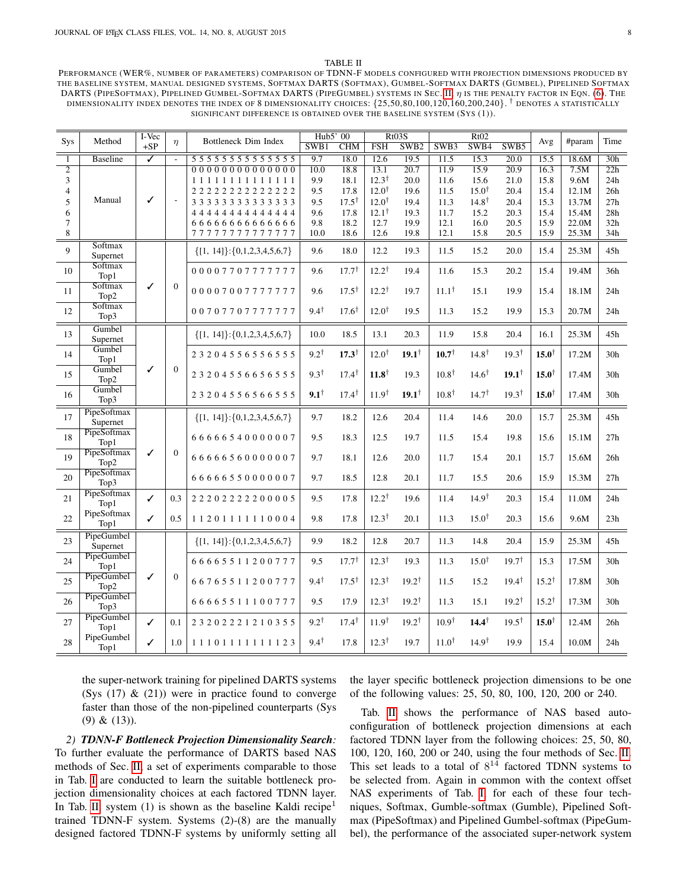TABLE II

PERFORMANCE (WER%, NUMBER OF PARAMETERS) COMPARISON OF TDNN-F MODELS CONFIGURED WITH PROJECTION DIMENSIONS PRODUCED BY THE BASELINE SYSTEM, MANUAL DESIGNED SYSTEMS, SOFTMAX DARTS (SOFTMAX), GUMBEL-SOFTMAX DARTS (GUMBEL), PIPELINED SOFTMAX DARTS (PIPESOFTMAX), PIPELINED GUMBEL-SOFTMAX DARTS (PIPEGUMBEL) SYSTEMS IN SEC. II. $\eta$ IS THE PENALTY FACTOR IN EQN. (6). THE DIMENSIONALITY INDEX DENOTES THE INDEX OF 8 DIMENSIONALITY CHOICES: {25,50,80,100,120,160,200,240}. † DENOTES A STATISTICALLY SIGNIFICANT DIFFERENCE IS OBTAINED OVER THE BASELINE SYSTEM (SYS (1)).

| Sys | Method | I-Vec +SP | $\eta$ | Bottleneck Dim Index | Hub5' 00 | | Rt03S | | Rt02 | | | Avg | #param | Time |
|---|---|---|---|---|---|---|---|---|---|---|---|---|---|---|
| | | | | | SWB1 | CHM | FSH | SWB2 | SWB3 | SWB4 | SWB5 | | | |
| 1 | Baseline | ✓ | - | 5 5 5 5 5 5 5 5 5 5 5 5 5 5 | 9.7 | 18.0 | 12.6 | 19.5 | 11.5 | 15.3 | 20.0 | 15.5 | 18.6M | 30h |
| 2 | Manual | ✓ | - | 0 0 0 0 0 0 0 0 0 0 0 0 0 0 | 10.0 | 18.8 | 13.1 | 20.7 | 11.9 | 15.9 | 20.9 | 16.3 | 7.5M | 22h |
| 3 | | | | 1 1 1 1 1 1 1 1 1 1 1 1 1 1 | 9.9 | 18.1 | 12.3† | 20.0 | 11.6 | 15.6 | 21.0 | 15.8 | 9.6M | 24h |
| 4 | | | | 2 2 2 2 2 2 2 2 2 2 2 2 2 2 | 9.5 | 17.8 | 12.0† | 19.6 | 11.5 | 15.0† | 20.4 | 15.4 | 12.1M | 26h |
| 5 | | | | 3 3 3 3 3 3 3 3 3 3 3 3 3 3 | 9.5 | 17.5† | 12.0† | 19.4 | 11.3 | 14.8† | 20.4 | 15.3 | 13.7M | 27h |
| 6 | | | | 4 4 4 4 4 4 4 4 4 4 4 4 4 4 | 9.6 | 17.8 | 12.1† | 19.3 | 11.7 | 15.2 | 20.3 | 15.4 | 15.4M | 28h |
| 7 | | | | 6 6 6 6 6 6 6 6 6 6 6 6 6 6 | 9.8 | 18.2 | 12.7 | 19.9 | 12.1 | 16.0 | 20.5 | 15.9 | 22.0M | 32h |
| 8 | | | | 7 7 7 7 7 7 7 7 7 7 7 7 7 7 | 10.0 | 18.6 | 12.6 | 19.8 | 12.1 | 15.8 | 20.5 | 15.9 | 25.3M | 34h |
| 9 | Softmax Supernet | ✓ | 0 | {[1, 14]}:{0,1,2,3,4,5,6,7} | 9.6 | 18.0 | 12.2 | 19.3 | 11.5 | 15.2 | 20.0 | 15.4 | 25.3M | 45h |
| 10 | Softmax Top1 | | | 0 0 0 0 7 7 0 7 7 7 7 7 7 7 | 9.6 | 17.7† | 12.2† | 19.4 | 11.6 | 15.3 | 20.2 | 15.4 | 19.4M | 36h |
| 11 | Softmax Top2 | | | 0 0 0 0 7 0 0 7 7 7 7 7 7 7 | 9.6 | 17.5† | 12.2† | 19.7 | 11.1† | 15.1 | 19.9 | 15.4 | 18.1M | 24h |
| 12 | Softmax Top3 | | | 0 0 7 0 7 7 0 7 7 7 7 7 7 7 | 9.4† | 17.6† | 12.0† | 19.5 | 11.3 | 15.2 | 19.9 | 15.3 | 20.7M | 24h |
| 13 | Gumbel Supernet | ✓ | 0 | {[1, 14]}:{0,1,2,3,4,5,6,7} | 10.0 | 18.5 | 13.1 | 20.3 | 11.9 | 15.8 | 20.4 | 16.1 | 25.3M | 45h |
| 14 | Gumbel Top1 | | | 2 3 2 0 4 5 5 6 5 5 6 5 5 5 | 9.2† | **17.3**† | 12.0† | **19.1**† | **10.7**† | 14.8† | 19.3† | **15.0**† | 17.2M | 30h |
| 15 | Gumbel Top2 | | | 2 3 2 0 4 5 5 6 6 5 6 5 5 5 | 9.3† | 17.4† | **11.8**† | 19.3 | 10.8† | 14.6† | **19.1**† | **15.0**† | 17.4M | 30h |
| 16 | Gumbel Top3 | | | 2 3 2 0 4 5 5 6 5 6 6 5 5 5 | **9.1**† | 17.4† | 11.9† | **19.1**† | 10.8† | 14.7† | 19.3† | **15.0**† | 17.4M | 30h |
| 17 | PipeSoftmax Supernet | ✓ | 0 | {[1, 14]}:{0,1,2,3,4,5,6,7} | 9.7 | 18.2 | 12.6 | 20.4 | 11.4 | 14.6 | 20.0 | 15.7 | 25.3M | 45h |
| 18 | PipeSoftmax Top1 | | | 6 6 6 6 6 5 4 0 0 0 0 0 0 7 | 9.5 | 18.3 | 12.5 | 19.7 | 11.5 | 15.4 | 19.8 | 15.6 | 15.1M | 27h |
| 19 | PipeSoftmax Top2 | | | 6 6 6 6 6 5 6 0 0 0 0 0 0 7 | 9.7 | 18.1 | 12.6 | 20.0 | 11.7 | 15.4 | 20.1 | 15.7 | 15.6M | 26h |
| 20 | PipeSoftmax Top3 | | | 6 6 6 6 6 5 5 0 0 0 0 0 0 7 | 9.7 | 18.5 | 12.8 | 20.1 | 11.7 | 15.5 | 20.6 | 15.9 | 15.3M | 27h |
| 21 | PipeSoftmax Top1 | ✓ | 0.3 | 2 2 2 0 2 2 2 2 2 0 0 0 0 5 | 9.5 | 17.8 | 12.2† | 19.6 | 11.4 | 14.9† | 20.3 | 15.4 | 11.0M | 24h |
| 22 | PipeSoftmax Top1 | ✓ | 0.5 | 1 1 2 0 1 1 1 1 1 1 0 0 0 4 | 9.8 | 17.8 | 12.3† | 20.1 | 11.3 | 15.0† | 20.3 | 15.6 | 9.6M | 23h |
| 23 | PipeGumbel Supernet | ✓ | 0 | {[1, 14]}:{0,1,2,3,4,5,6,7} | 9.9 | 18.2 | 12.8 | 20.7 | 11.3 | 14.8 | 20.4 | 15.9 | 25.3M | 45h |
| 24 | PipeGumbel Top1 | | | 6 6 6 6 5 5 1 1 2 0 0 7 7 7 | 9.5 | 17.7† | 12.3† | 19.3 | 11.3 | 15.0† | 19.7† | 15.3 | 17.5M | 30h |
| 25 | PipeGumbel Top2 | | | 6 6 7 6 5 5 1 1 2 0 0 7 7 7 | 9.4† | 17.5† | 12.3† | 19.2† | 11.5 | 15.2 | 19.4† | 15.2† | 17.8M | 30h |
| 26 | PipeGumbel Top3 | | | 6 6 6 6 5 5 1 1 1 0 0 7 7 7 | 9.5 | 17.9 | 12.3† | 19.2† | 11.3 | 15.1 | 19.2† | 15.2† | 17.3M | 30h |
| 27 | PipeGumbel Top1 | ✓ | 0.1 | 2 3 2 0 2 2 2 1 2 1 0 3 5 5 | 9.2† | 17.4† | 11.9† | 19.2† | 10.9† | **14.4**† | 19.5† | **15.0**† | 12.4M | 26h |
| 28 | PipeGumbel Top1 | ✓ | 1.0 | 1 1 1 0 1 1 1 1 1 1 1 1 2 3 | 9.4† | 17.8 | 12.3† | 19.7 | 11.0† | 14.9† | 19.9 | 15.4 | 10.0M | 24h |

the super-network training for pipelined DARTS systems (Sys (17) & (21)) were in practice found to converge faster than those of the non-pipelined counterparts (Sys (9) & (13)).

*2) **TDNN-F Bottleneck Projection Dimensionality Search**:* To further evaluate the performance of DARTS based NAS methods of Sec. II, a set of experiments comparable to those in Tab. I are conducted to learn the suitable bottleneck projection dimensionality choices at each factored TDNN layer. In Tab. II, system (1) is shown as the baseline Kaldi recipe[1] trained TDNN-F system. Systems (2)-(8) are the manually designed factored TDNN-F systems by uniformly setting all the layer specific bottleneck projection dimensions to be one of the following values: 25, 50, 80, 100, 120, 200 or 240.

Tab. II shows the performance of NAS based auto-configuration of bottleneck projection dimensions at each factored TDNN layer from the following choices: 25, 50, 80, 100, 120, 160, 200 or 240, using the four methods of Sec. II. This set leads to a total of $8^{14}$ factored TDNN systems to be selected from. Again in common with the context offset NAS experiments of Tab. I, for each of these four techniques, Softmax, Gumble-softmax (Gumble), Pipelined Softmax (PipeSoftmax) and Pipelined Gumbel-softmax (PipeGumbel), the performance of the associated super-network system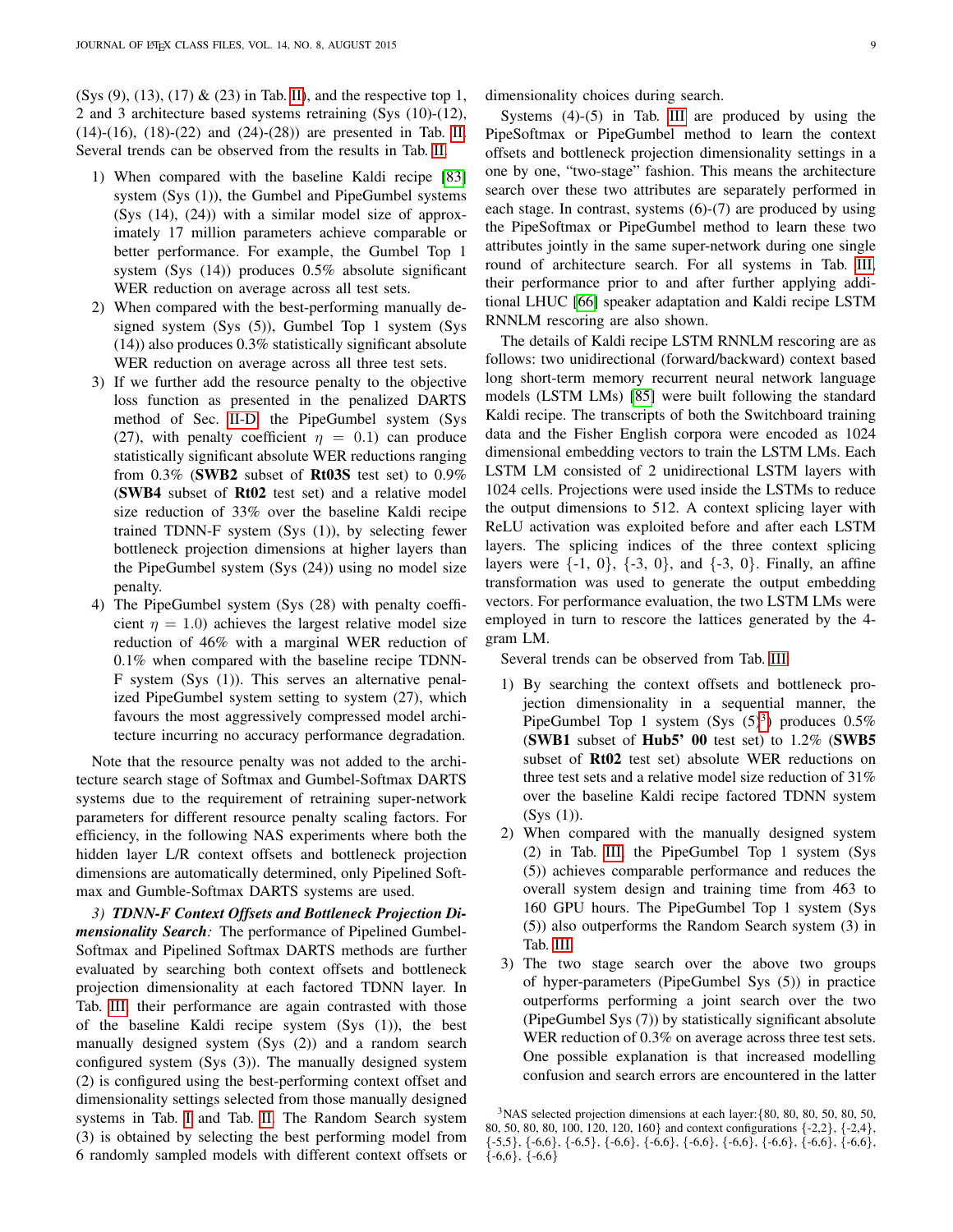(Sys (9), (13), (17) & (23) in Tab. II), and the respective top 1, 2 and 3 architecture based systems retraining (Sys (10)-(12), (14)-(16), (18)-(22) and (24)-(28)) are presented in Tab. II. Several trends can be observed from the results in Tab. II.

1) When compared with the baseline Kaldi recipe [83] system (Sys (1)), the Gumbel and PipeGumbel systems (Sys (14), (24)) with a similar model size of approximately 17 million parameters achieve comparable or better performance. For example, the Gumbel Top 1 system (Sys (14)) produces 0.5% absolute significant WER reduction on average across all test sets.
2) When compared with the best-performing manually designed system (Sys (5)), Gumbel Top 1 system (Sys (14)) also produces 0.3% statistically significant absolute WER reduction on average across all three test sets.
3) If we further add the resource penalty to the objective loss function as presented in the penalized DARTS method of Sec. II-D, the PipeGumbel system (Sys (27), with penalty coefficient $\eta = 0.1$) can produce statistically significant absolute WER reductions ranging from 0.3% (**SWB2** subset of **Rt03S** test set) to 0.9% (**SWB4** subset of **Rt02** test set) and a relative model size reduction of 33% over the baseline Kaldi recipe trained TDNN-F system (Sys (1)), by selecting fewer bottleneck projection dimensions at higher layers than the PipeGumbel system (Sys (24)) using no model size penalty.
4) The PipeGumbel system (Sys (28) with penalty coefficient $\eta = 1.0$) achieves the largest relative model size reduction of 46% with a marginal WER reduction of 0.1% when compared with the baseline recipe TDNN-F system (Sys (1)). This serves an alternative penalized PipeGumbel system setting to system (27), which favours the most aggressively compressed model architecture incurring no accuracy performance degradation.

Note that the resource penalty was not added to the architecture search stage of Softmax and Gumbel-Softmax DARTS systems due to the requirement of retraining super-network parameters for different resource penalty scaling factors. For efficiency, in the following NAS experiments where both the hidden layer L/R context offsets and bottleneck projection dimensions are automatically determined, only Pipelined Softmax and Gumble-Softmax DARTS systems are used.

*3) **TDNN-F Context Offsets and Bottleneck Projection Dimensionality Search**:* The performance of Pipelined Gumbel-Softmax and Pipelined Softmax DARTS methods are further evaluated by searching both context offsets and bottleneck projection dimensionality at each factored TDNN layer. In Tab. III, their performance are again contrasted with those of the baseline Kaldi recipe system (Sys (1)), the best manually designed system (Sys (2)) and a random search configured system (Sys (3)). The manually designed system (2) is configured using the best-performing context offset and dimensionality settings selected from those manually designed systems in Tab. I and Tab. II. The Random Search system (3) is obtained by selecting the best performing model from 6 randomly sampled models with different context offsets or dimensionality choices during search.

Systems (4)-(5) in Tab. III are produced by using the PipeSoftmax or PipeGumbel method to learn the context offsets and bottleneck projection dimensionality settings in a one by one, "two-stage" fashion. This means the architecture search over these two attributes are separately performed in each stage. In contrast, systems (6)-(7) are produced by using the PipeSoftmax or PipeGumbel method to learn these two attributes jointly in the same super-network during one single round of architecture search. For all systems in Tab. III, their performance prior to and after further applying additional LHUC [66] speaker adaptation and Kaldi recipe LSTM RNNLM rescoring are also shown.

The details of Kaldi recipe LSTM RNNLM rescoring are as follows: two unidirectional (forward/backward) context based long short-term memory recurrent neural network language models (LSTM LMs) [85] were built following the standard Kaldi recipe. The transcripts of both the Switchboard training data and the Fisher English corpora were encoded as 1024 dimensional embedding vectors to train the LSTM LMs. Each LSTM LM consisted of 2 unidirectional LSTM layers with 1024 cells. Projections were used inside the LSTMs to reduce the output dimensions to 512. A context splicing layer with ReLU activation was exploited before and after each LSTM layers. The splicing indices of the three context splicing layers were {-1, 0}, {-3, 0}, and {-3, 0}. Finally, an affine transformation was used to generate the output embedding vectors. For performance evaluation, the two LSTM LMs were employed in turn to rescore the lattices generated by the 4-gram LM.

Several trends can be observed from Tab. III.

1) By searching the context offsets and bottleneck projection dimensionality in a sequential manner, the PipeGumbel Top 1 system (Sys (5)[3]) produces 0.5% (**SWB1** subset of **Hub5' 00** test set) to 1.2% (**SWB5** subset of **Rt02** test set) absolute WER reductions on three test sets and a relative model size reduction of 31% over the baseline Kaldi recipe factored TDNN system (Sys (1)).
2) When compared with the manually designed system (2) in Tab. III, the PipeGumbel Top 1 system (Sys (5)) achieves comparable performance and reduces the overall system design and training time from 463 to 160 GPU hours. The PipeGumbel Top 1 system (Sys (5)) also outperforms the Random Search system (3) in Tab. III.
3) The two stage search over the above two groups of hyper-parameters (PipeGumbel Sys (5)) in practice outperforms performing a joint search over the two (PipeGumbel Sys (7)) by statistically significant absolute WER reduction of 0.3% on average across three test sets. One possible explanation is that increased modelling confusion and search errors are encountered in the latter

[3] NAS selected projection dimensions at each layer:{80, 80, 80, 50, 80, 50, 80, 50, 80, 80, 100, 120, 120, 160} and context configurations {-2,2}, {-2,4}, {-5,5}, {-6,6}, {-6,5}, {-6,6}, {-6,6}, {-6,6}, {-6,6}, {-6,6}, {-6,6}, {-6,6}, {-6,6}, {-6,6}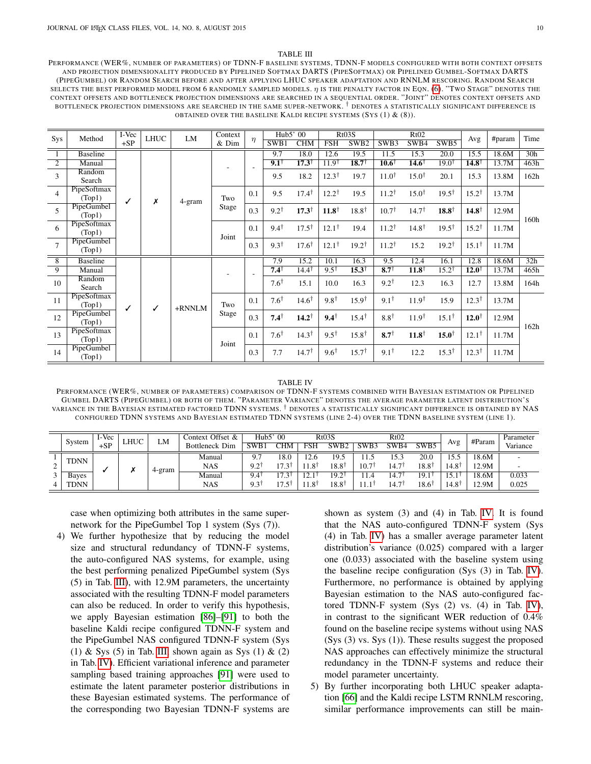TABLE III

PERFORMANCE (WER%, NUMBER OF PARAMETERS) OF TDNN-F BASELINE SYSTEMS, TDNN-F MODELS CONFIGURED WITH BOTH CONTEXT OFFSETS AND PROJECTION DIMENSIONALITY PRODUCED BY PIPELINED SOFTMAX DARTS (PIPESOFTMAX) OR PIPELINED GUMBEL-SOFTMAX DARTS (PIPEGUMBEL) OR RANDOM SEARCH BEFORE AND AFTER APPLYING LHUC SPEAKER ADAPTATION AND RNNLM RESCORING. RANDOM SEARCH SELECTS THE BEST PERFORMED MODEL FROM 6 RANDOMLY SAMPLED MODELS. $\eta$ IS THE PENALTY FACTOR IN EQN. (6). "TWO STAGE" DENOTES THE CONTEXT OFFSETS AND BOTTLENECK PROJECTION DIMENSIONS ARE SEARCHED IN A SEQUENTIAL ORDER. "JOINT" DENOTES CONTEXT OFFSETS AND BOTTLENECK PROJECTION DIMENSIONS ARE SEARCHED IN THE SAME SUPER-NETWORK. † DENOTES A STATISTICALLY SIGNIFICANT DIFFERENCE IS OBTAINED OVER THE BASELINE KALDI RECIPE SYSTEMS (SYS (1) & (8)).

| Sys | Method | I-Vec +SP | LHUC | LM | Context & Dim | $\eta$ | Hub5' 00 | | Rt03S | | Rt02 | | | Avg | #param | Time |
|---|---|---|---|---|---|---|---|---|---|---|---|---|---|---|---|---|
| | | | | | | | SWB1 | CHM | FSH | SWB2 | SWB3 | SWB4 | SWB5 | | | |
| 1 | Baseline | ✓ | ✗ | 4-gram | - | - | 9.7 | 18.0 | 12.6 | 19.5 | 11.5 | 15.3 | 20.0 | 15.5 | 18.6M | 30h |
| 2 | Manual | | | | | | **9.1**† | **17.3**† | 11.9† | **18.7**† | **10.6**† | **14.6**† | 19.0† | **14.8**† | 13.7M | 463h |
| 3 | Random Search | | | | | | 9.5 | 18.2 | 12.3† | 19.7 | 11.0† | 15.0† | 20.1 | 15.3 | 13.8M | 162h |
| 4 | PipeSoftmax (Top1) | | | | Two Stage | 0.1 | 9.5 | 17.4† | 12.2† | 19.5 | 11.2† | 15.0† | 19.5† | 15.2† | 13.7M | 160h |
| 5 | PipeGumbel (Top1) | | | | | 0.3 | 9.2† | **17.3**† | **11.8**† | 18.8† | 10.7† | 14.7† | **18.8**† | **14.8**† | 12.9M | |
| 6 | PipeSoftmax (Top1) | | | | Joint | 0.1 | 9.4† | 17.5† | 12.1† | 19.4 | 11.2† | 14.8† | 19.5† | 15.2† | 11.7M | |
| 7 | PipeGumbel (Top1) | | | | | 0.3 | 9.3† | 17.6† | 12.1† | 19.2† | 11.2† | 15.2 | 19.2† | 15.1† | 11.7M | |
| 8 | Baseline | ✓ | ✓ | +RNNLM | - | - | 7.9 | 15.2 | 10.1 | 16.3 | 9.5 | 12.4 | 16.1 | 12.8 | 18.6M | 32h |
| 9 | Manual | | | | | | **7.4**† | 14.4† | 9.5† | **15.3**† | **8.7**† | **11.8**† | 15.2† | **12.0**† | 13.7M | 465h |
| 10 | Random Search | | | | | | 7.6† | 15.1 | 10.0 | 16.3 | 9.2† | 12.3 | 16.3 | 12.7 | 13.8M | 164h |
| 11 | PipeSoftmax (Top1) | | | | Two Stage | 0.1 | 7.6† | 14.6† | 9.8† | 15.9† | 9.1† | 11.9† | 15.9 | 12.3† | 13.7M | 162h |
| 12 | PipeGumbel (Top1) | | | | | 0.3 | **7.4**† | **14.2**† | **9.4**† | 15.4† | 8.8† | 11.9† | 15.1† | **12.0**† | 12.9M | |
| 13 | PipeSoftmax (Top1) | | | | Joint | 0.1 | 7.6† | 14.3† | 9.5† | 15.8† | **8.7**† | **11.8**† | **15.0**† | 12.1† | 11.7M | |
| 14 | PipeGumbel (Top1) | | | | | 0.3 | 7.7 | 14.7† | 9.6† | 15.7† | 9.1† | 12.2 | 15.3† | 12.3† | 11.7M | |

TABLE IV

PERFORMANCE (WER%, NUMBER OF PARAMETERS) COMPARISON OF TDNN-F SYSTEMS COMBINED WITH BAYESIAN ESTIMATION OR PIPELINED GUMBEL DARTS (PIPEGUMBEL) OR BOTH OF THEM. "PARAMETER VARIANCE" DENOTES THE AVERAGE PARAMETER LATENT DISTRIBUTION'S VARIANCE IN THE BAYESIAN ESTIMATED FACTORED TDNN SYSTEMS. † DENOTES A STATISTICALLY SIGNIFICANT DIFFERENCE IS OBTAINED BY NAS CONFIGURED TDNN SYSTEMS AND BAYESIAN ESTIMATED TDNN SYSTEMS (LINE 2-4) OVER THE TDNN BASELINE SYSTEM (LINE 1).

| | System | I-Vec +SP | LHUC | LM | Context Offset & Bottleneck Dim | Hub5' 00 | | Rt03S | | Rt02 | | | Avg | #Param | Parameter Variance |
|---|---|---|---|---|---|---|---|---|---|---|---|---|---|---|---|
| | | | | | | SWB1 | CHM | FSH | SWB2 | SWB3 | SWB4 | SWB5 | | | |
| 1 | TDNN | ✓ | ✗ | 4-gram | Manual | 9.7 | 18.0 | 12.6 | 19.5 | 11.5 | 15.3 | 20.0 | 15.5 | 18.6M | - |
| 2 | | | | | NAS | 9.2† | 17.3† | 11.8† | 18.8† | 10.7† | 14.7† | 18.8† | 14.8† | 12.9M | - |
| 3 | Bayes TDNN | | | | Manual | 9.4† | 17.3† | 12.1† | 19.2† | 11.4 | 14.7† | 19.1† | 15.1† | 18.6M | 0.033 |
| 4 | | | | | NAS | 9.3† | 17.5† | 11.8† | 18.8† | 11.1† | 14.7† | 18.6† | 14.8† | 12.9M | 0.025 |

case when optimizing both attributes in the same super-network for the PipeGumbel Top 1 system (Sys (7)).

4) We further hypothesize that by reducing the model size and structural redundancy of TDNN-F systems, the auto-configured NAS systems, for example, using the best performing penalized PipeGumbel system (Sys (5) in Tab. III), with 12.9M parameters, the uncertainty associated with the resulting TDNN-F model parameters can also be reduced. In order to verify this hypothesis, we apply Bayesian estimation [86]–[91] to both the baseline Kaldi recipe configured TDNN-F system and the PipeGumbel NAS configured TDNN-F system (Sys (1) & Sys (5) in Tab. III, shown again as Sys (1) & (2) in Tab. IV). Efficient variational inference and parameter sampling based training approaches [91] were used to estimate the latent parameter posterior distributions in these Bayesian estimated systems. The performance of the corresponding two Bayesian TDNN-F systems are shown as system (3) and (4) in Tab. IV. It is found that the NAS auto-configured TDNN-F system (Sys (4) in Tab. IV) has a smaller average parameter latent distribution's variance (0.025) compared with a larger one (0.033) associated with the baseline system using the baseline recipe configuration (Sys (3) in Tab. IV). Furthermore, no performance is obtained by applying Bayesian estimation to the NAS auto-configured factored TDNN-F system (Sys (2) vs. (4) in Tab. IV), in contrast to the significant WER reduction of 0.4% found on the baseline recipe systems without using NAS (Sys (3) vs. Sys (1)). These results suggest the proposed NAS approaches can effectively minimize the structural redundancy in the TDNN-F systems and reduce their model parameter uncertainty.

5) By further incorporating both LHUC speaker adaptation [66] and the Kaldi recipe LSTM RNNLM rescoring, similar performance improvements can still be main-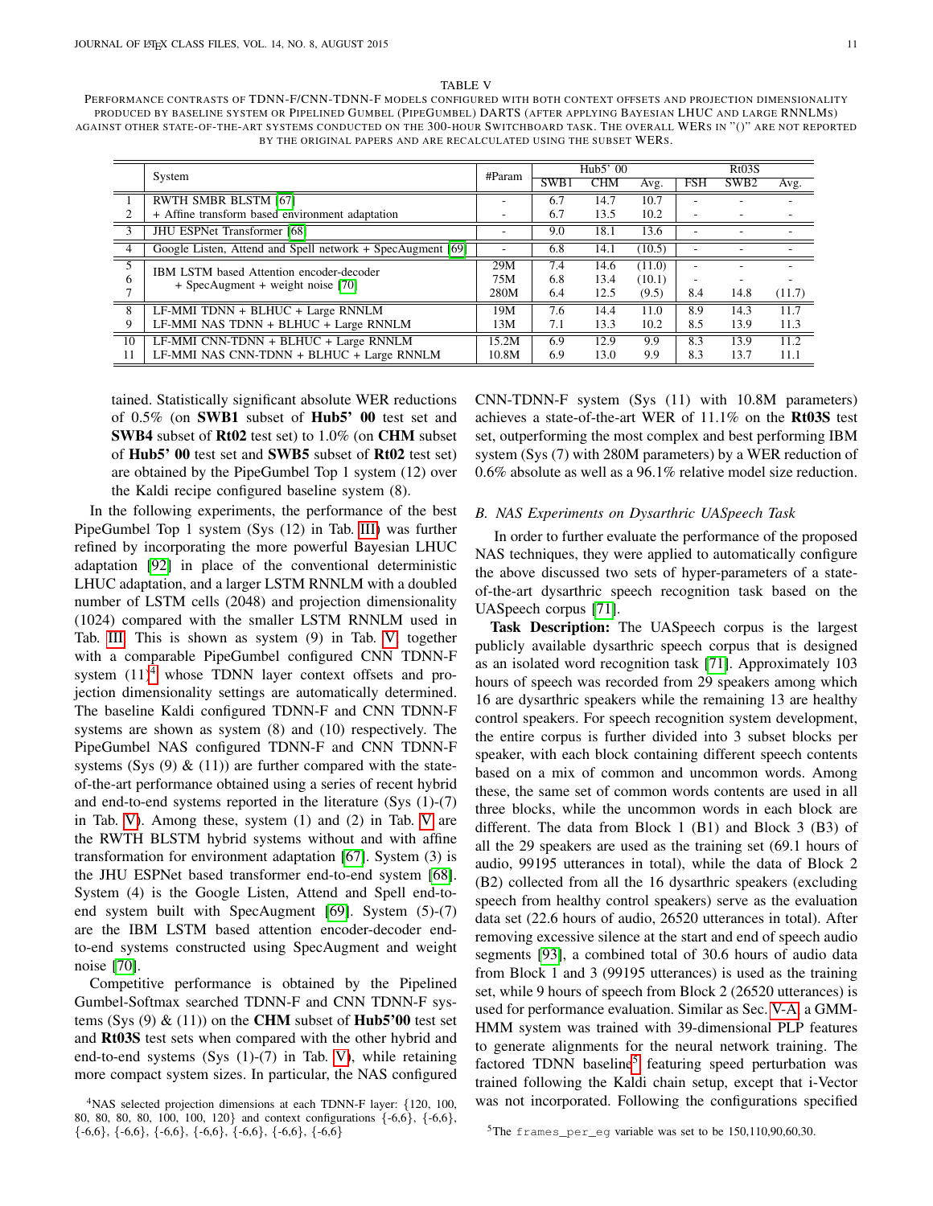TABLE V

PERFORMANCE CONTRASTS OF TDNN-F/CNN-TDNN-F MODELS CONFIGURED WITH BOTH CONTEXT OFFSETS AND PROJECTION DIMENSIONALITY PRODUCED BY BASELINE SYSTEM OR PIPELINED GUMBEL (PIPEGUMBEL) DARTS (AFTER APPLYING BAYESIAN LHUC AND LARGE RNNLMS) AGAINST OTHER STATE-OF-THE-ART SYSTEMS CONDUCTED ON THE 300-HOUR SWITCHBOARD TASK. THE OVERALL WERS IN "()" ARE NOT REPORTED BY THE ORIGINAL PAPERS AND ARE RECALCULATED USING THE SUBSET WERS.

| | System | #Param | Hub5' 00 | | | Rt03S | | |
|---|---|---|---|---|---|---|---|---|
| | | | SWB1 | CHM | Avg. | FSH | SWB2 | Avg. |
| 1 | RWTH SMBR BLSTM [67] | - | 6.7 | 14.7 | 10.7 | - | - | - |
| 2 | + Affine transform based environment adaptation | - | 6.7 | 13.5 | 10.2 | - | - | - |
| 3 | JHU ESPNet Transformer [68] | - | 9.0 | 18.1 | 13.6 | - | - | - |
| 4 | Google Listen, Attend and Spell network + SpecAugment [69] | - | 6.8 | 14.1 | (10.5) | - | - | - |
| 5 | IBM LSTM based Attention encoder-decoder + SpecAugment + weight noise [70] | 29M | 7.4 | 14.6 | (11.0) | - | - | - |
| 6 | | 75M | 6.8 | 13.4 | (10.1) | - | - | - |
| 7 | | 280M | 6.4 | 12.5 | (9.5) | 8.4 | 14.8 | (11.7) |
| 8 | LF-MMI TDNN + BLHUC + Large RNNLM | 19M | 7.6 | 14.4 | 11.0 | 8.9 | 14.3 | 11.7 |
| 9 | LF-MMI NAS TDNN + BLHUC + Large RNNLM | 13M | 7.1 | 13.3 | 10.2 | 8.5 | 13.9 | 11.3 |
| 10 | LF-MMI CNN-TDNN + BLHUC + Large RNNLM | 15.2M | 6.9 | 12.9 | 9.9 | 8.3 | 13.9 | 11.2 |
| 11 | LF-MMI NAS CNN-TDNN + BLHUC + Large RNNLM | 10.8M | 6.9 | 13.0 | 9.9 | 8.3 | 13.7 | 11.1 |

tained. Statistically significant absolute WER reductions of 0.5% (on **SWB1** subset of **Hub5' 00** test set and **SWB4** subset of **Rt02** test set) to 1.0% (on **CHM** subset of **Hub5' 00** test set and **SWB5** subset of **Rt02** test set) are obtained by the PipeGumbel Top 1 system (12) over the Kaldi recipe configured baseline system (8).

In the following experiments, the performance of the best PipeGumbel Top 1 system (Sys (12) in Tab. III) was further refined by incorporating the more powerful Bayesian LHUC adaptation [92] in place of the conventional deterministic LHUC adaptation, and a larger LSTM RNNLM with a doubled number of LSTM cells (2048) and projection dimensionality (1024) compared with the smaller LSTM RNNLM used in Tab. III. This is shown as system (9) in Tab. V together with a comparable PipeGumbel configured CNN TDNN-F system (11)[4] whose TDNN layer context offsets and projection dimensionality settings are automatically determined. The baseline Kaldi configured TDNN-F and CNN TDNN-F systems are shown as system (8) and (10) respectively. The PipeGumbel NAS configured TDNN-F and CNN TDNN-F systems (Sys (9) & (11)) are further compared with the state-of-the-art performance obtained using a series of recent hybrid and end-to-end systems reported in the literature (Sys (1)-(7) in Tab. V). Among these, system (1) and (2) in Tab. V are the RWTH BLSTM hybrid systems without and with affine transformation for environment adaptation [67]. System (3) is the JHU ESPNet based transformer end-to-end system [68]. System (4) is the Google Listen, Attend and Spell end-to-end system built with SpecAugment [69]. System (5)-(7) are the IBM LSTM based attention encoder-decoder end-to-end systems constructed using SpecAugment and weight noise [70].

Competitive performance is obtained by the Pipelined Gumbel-Softmax searched TDNN-F and CNN TDNN-F systems (Sys (9) & (11)) on the **CHM** subset of **Hub5'00** test set and **Rt03S** test sets when compared with the other hybrid and end-to-end systems (Sys (1)-(7) in Tab. V), while retaining more compact system sizes. In particular, the NAS configured CNN-TDNN-F system (Sys (11) with 10.8M parameters) achieves a state-of-the-art WER of 11.1% on the **Rt03S** test set, outperforming the most complex and best performing IBM system (Sys (7) with 280M parameters) by a WER reduction of 0.6% absolute as well as a 96.1% relative model size reduction.

### B. NAS Experiments on Dysarthric UASpeech Task

In order to further evaluate the performance of the proposed NAS techniques, they were applied to automatically configure the above discussed two sets of hyper-parameters of a state-of-the-art dysarthric speech recognition task based on the UASpeech corpus [71].

**Task Description:** The UASpeech corpus is the largest publicly available dysarthric speech corpus that is designed as an isolated word recognition task [71]. Approximately 103 hours of speech was recorded from 29 speakers among which 16 are dysarthric speakers while the remaining 13 are healthy control speakers. For speech recognition system development, the entire corpus is further divided into 3 subset blocks per speaker, with each block containing different speech contents based on a mix of common and uncommon words. Among these, the same set of common words contents are used in all three blocks, while the uncommon words in each block are different. The data from Block 1 (B1) and Block 3 (B3) of all the 29 speakers are used as the training set (69.1 hours of audio, 99195 utterances in total), while the data of Block 2 (B2) collected from all the 16 dysarthric speakers (excluding speech from healthy control speakers) serve as the evaluation data set (22.6 hours of audio, 26520 utterances in total). After removing excessive silence at the start and end of speech audio segments [93], a combined total of 30.6 hours of audio data from Block 1 and 3 (99195 utterances) is used as the training set, while 9 hours of speech from Block 2 (26520 utterances) is used for performance evaluation. Similar as Sec. V-A, a GMM-HMM system was trained with 39-dimensional PLP features to generate alignments for the neural network training. The factored TDNN baseline[5] featuring speed perturbation was trained following the Kaldi chain setup, except that i-Vector was not incorporated. Following the configurations specified

[4] NAS selected projection dimensions at each TDNN-F layer: {120, 100, 80, 80, 80, 80, 100, 100, 120} and context configurations {-6,6}, {-6,6}, {-6,6}, {-6,6}, {-6,6}, {-6,6}, {-6,6}, {-6,6}, {-6,6}

[5] The `frames_per_eg` variable was set to be 150,110,90,60,30.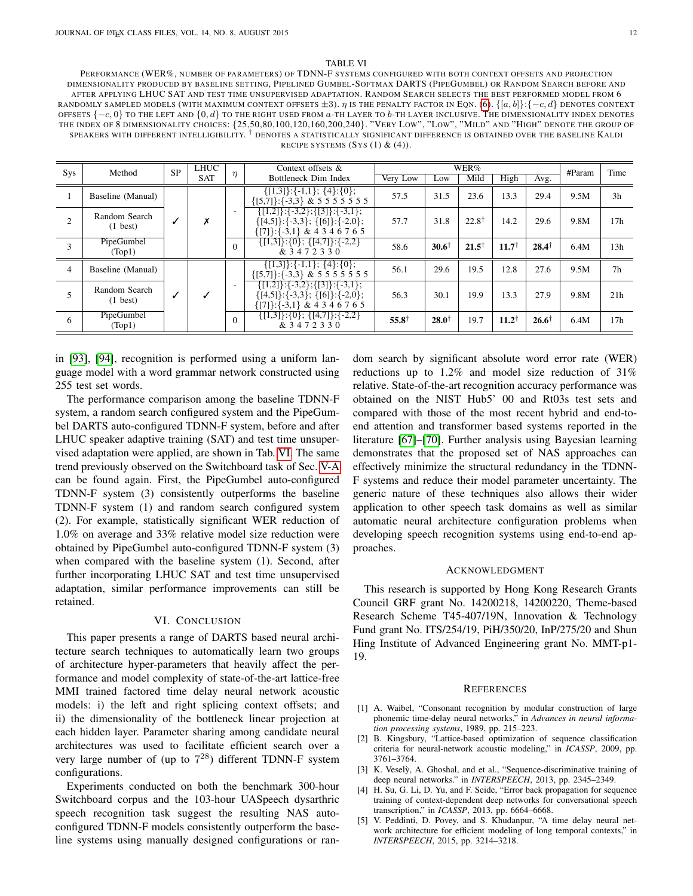TABLE VI

PERFORMANCE (WER%, NUMBER OF PARAMETERS) OF TDNN-F SYSTEMS CONFIGURED WITH BOTH CONTEXT OFFSETS AND PROJECTION DIMENSIONALITY PRODUCED BY BASELINE SETTING, PIPELINED GUMBEL-SOFTMAX DARTS (PIPEGUMBEL) OR RANDOM SEARCH BEFORE AND AFTER APPLYING LHUC SAT AND TEST TIME UNSUPERVISED ADAPTATION. RANDOM SEARCH SELECTS THE BEST PERFORMED MODEL FROM 6 RANDOMLY SAMPLED MODELS (WITH MAXIMUM CONTEXT OFFSETS ±3). $\eta$ IS THE PENALTY FACTOR IN EQN. (6). $\{[a,b]\}$:$\{-c,d\}$ DENOTES CONTEXT OFFSETS $\{-c,0\}$ TO THE LEFT AND $\{0,d\}$ TO THE RIGHT USED FROM $a$-TH LAYER TO $b$-TH LAYER INCLUSIVE. THE DIMENSIONALITY INDEX DENOTES THE INDEX OF 8 DIMENSIONALITY CHOICES: {25,50,80,100,120,160,200,240}. "VERY LOW", "LOW", "MILD" AND "HIGH" DENOTE THE GROUP OF SPEAKERS WITH DIFFERENT INTELLIGIBILITY. † DENOTES A STATISTICALLY SIGNIFICANT DIFFERENCE IS OBTAINED OVER THE BASELINE KALDI RECIPE SYSTEMS (SYS (1) & (4)).

| Sys | Method | SP | LHUC SAT | $\eta$ | Context offsets & Bottleneck Dim Index | WER% | | | | | #Param | Time |
|---|---|---|---|---|---|---|---|---|---|---|---|---|
| | | | | | | Very Low | Low | Mild | High | Avg. | | |
| 1 | Baseline (Manual) | ✓ | ✗ | - | {[1,3]}:{-1,1}; {4}:{0}; {[5,7]}:{-3,3} & 5 5 5 5 5 5 5 | 57.5 | 31.5 | 23.6 | 13.3 | 29.4 | 9.5M | 3h |
| 2 | Random Search (1 best) | | | - | {[1,2]}:{-3,2};{[3]}:{-3,1}; {[4,5]}:{-3,3}; {[6]}:{-2,0}; {[7]}:{-3,1} & 4 3 4 6 7 6 5 | 57.7 | 31.8 | 22.8† | 14.2 | 29.6 | 9.8M | 17h |
| 3 | PipeGumbel (Top1) | | | 0 | {[1,3]}:{0}; {[4,7]}:{-2,2} & 3 4 7 2 3 3 0 | 58.6 | **30.6**† | **21.5**† | **11.7**† | **28.4**† | 6.4M | 13h |
| 4 | Baseline (Manual) | ✓ | ✓ | - | {[1,3]}:{-1,1}; {4}:{0}; {[5,7]}:{-3,3} & 5 5 5 5 5 5 5 | 56.1 | 29.6 | 19.5 | 12.8 | 27.6 | 9.5M | 7h |
| 5 | Random Search (1 best) | | | - | {[1,2]}:{-3,2};{[3]}:{-3,1}; {[4,5]}:{-3,3}; {[6]}:{-2,0}; {[7]}:{-3,1} & 4 3 4 6 7 6 5 | 56.3 | 30.1 | 19.9 | 13.3 | 27.9 | 9.8M | 21h |
| 6 | PipeGumbel (Top1) | | | 0 | {[1,3]}:{0}; {[4,7]}:{-2,2} & 3 4 7 2 3 3 0 | **55.8**† | **28.0**† | 19.7 | **11.2**† | **26.6**† | 6.4M | 17h |

in [93], [94], recognition is performed using a uniform language model with a word grammar network constructed using 255 test set words.

The performance comparison among the baseline TDNN-F system, a random search configured system and the PipeGumbel DARTS auto-configured TDNN-F system, before and after LHUC speaker adaptive training (SAT) and test time unsupervised adaptation were applied, are shown in Tab. VI. The same trend previously observed on the Switchboard task of Sec. V-A can be found again. First, the PipeGumbel auto-configured TDNN-F system (3) consistently outperforms the baseline TDNN-F system (1) and random search configured system (2). For example, statistically significant WER reduction of 1.0% on average and 33% relative model size reduction were obtained by PipeGumbel auto-configured TDNN-F system (3) when compared with the baseline system (1). Second, after further incorporating LHUC SAT and test time unsupervised adaptation, similar performance improvements can still be retained.

## VI. CONCLUSION

This paper presents a range of DARTS based neural architecture search techniques to automatically learn two groups of architecture hyper-parameters that heavily affect the performance and model complexity of state-of-the-art lattice-free MMI trained factored time delay neural network acoustic models: i) the left and right splicing context offsets; and ii) the dimensionality of the bottleneck linear projection at each hidden layer. Parameter sharing among candidate neural architectures was used to facilitate efficient search over a very large number of (up to $7^{28}$) different TDNN-F system configurations.

Experiments conducted on both the benchmark 300-hour Switchboard corpus and the 103-hour UASpeech dysarthric speech recognition task suggest the resulting NAS auto-configured TDNN-F models consistently outperform the baseline systems using manually designed configurations or random search by significant absolute word error rate (WER) reductions up to 1.2% and model size reduction of 31% relative. State-of-the-art recognition accuracy performance was obtained on the NIST Hub5' 00 and Rt03s test sets and compared with those of the most recent hybrid and end-to-end attention and transformer based systems reported in the literature [67]–[70]. Further analysis using Bayesian learning demonstrates that the proposed set of NAS approaches can effectively minimize the structural redundancy in the TDNN-F systems and reduce their model parameter uncertainty. The generic nature of these techniques also allows their wider application to other speech task domains as well as similar automatic neural architecture configuration problems when developing speech recognition systems using end-to-end approaches.

## ACKNOWLEDGMENT

This research is supported by Hong Kong Research Grants Council GRF grant No. 14200218, 14200220, Theme-based Research Scheme T45-407/19N, Innovation & Technology Fund grant No. ITS/254/19, PiH/350/20, InP/275/20 and Shun Hing Institute of Advanced Engineering grant No. MMT-p1-19.

## REFERENCES

[1] A. Waibel, "Consonant recognition by modular construction of large phonemic time-delay neural networks," in *Advances in neural information processing systems*, 1989, pp. 215–223.

[2] B. Kingsbury, "Lattice-based optimization of sequence classification criteria for neural-network acoustic modeling," in *ICASSP*, 2009, pp. 3761–3764.

[3] K. Veselỳ, A. Ghoshal, and et al., "Sequence-discriminative training of deep neural networks." in *INTERSPEECH*, 2013, pp. 2345–2349.

[4] H. Su, G. Li, D. Yu, and F. Seide, "Error back propagation for sequence training of context-dependent deep networks for conversational speech transcription," in *ICASSP*, 2013, pp. 6664–6668.

[5] V. Peddinti, D. Povey, and S. Khudanpur, "A time delay neural network architecture for efficient modeling of long temporal contexts," in *INTERSPEECH*, 2015, pp. 3214–3218.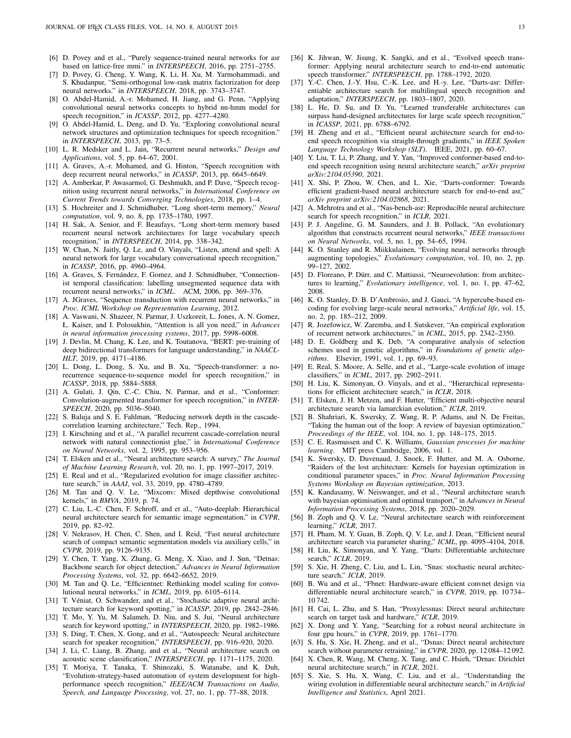[6] D. Povey and et al., "Purely sequence-trained neural networks for asr based on lattice-free mmi." in *INTERSPEECH*, 2016, pp. 2751–2755.

[7] D. Povey, G. Cheng, Y. Wang, K. Li, H. Xu, M. Yarmohammadi, and S. Khudanpur, "Semi-orthogonal low-rank matrix factorization for deep neural networks." in *INTERSPEECH*, 2018, pp. 3743–3747.

[8] O. Abdel-Hamid, A.-r. Mohamed, H. Jiang, and G. Penn, "Applying convolutional neural networks concepts to hybrid nn-hmm model for speech recognition," in *ICASSP*, 2012, pp. 4277–4280.

[9] O. Abdel-Hamid, L. Deng, and D. Yu, "Exploring convolutional neural network structures and optimization techniques for speech recognition." in *INTERSPEECH*, 2013, pp. 73–5.

[10] L. R. Medsker and L. Jain, "Recurrent neural networks," *Design and Applications*, vol. 5, pp. 64–67, 2001.

[11] A. Graves, A.-r. Mohamed, and G. Hinton, "Speech recognition with deep recurrent neural networks," in *ICASSP*, 2013, pp. 6645–6649.

[12] A. Amberkar, P. Awasarmol, G. Deshmukh, and P. Dave, "Speech recognition using recurrent neural networks," in *International Conference on Current Trends towards Converging Technologies*, 2018, pp. 1–4.

[13] S. Hochreiter and J. Schmidhuber, "Long short-term memory," *Neural computation*, vol. 9, no. 8, pp. 1735–1780, 1997.

[14] H. Sak, A. Senior, and F. Beaufays, "Long short-term memory based recurrent neural network architectures for large vocabulary speech recognition," in *INTERSPEECH*, 2014, pp. 338–342.

[15] W. Chan, N. Jaitly, Q. Le, and O. Vinyals, "Listen, attend and spell: A neural network for large vocabulary conversational speech recognition," in *ICASSP*, 2016, pp. 4960–4964.

[16] A. Graves, S. Fernández, F. Gomez, and J. Schmidhuber, "Connectionist temporal classification: labelling unsegmented sequence data with recurrent neural networks," in *ICML*. ACM, 2006, pp. 369–376.

[17] A. JGraves, "Sequence transduction with recurrent neural networks," in *Proc. ICML Workshop on Representation Learning*, 2012.

[18] A. Vaswani, N. Shazeer, N. Parmar, J. Uszkoreit, L. Jones, A. N. Gomez, Ł. Kaiser, and I. Polosukhin, "Attention is all you need," in *Advances in neural information processing systems*, 2017, pp. 5998–6008.

[19] J. Devlin, M. Chang, K. Lee, and K. Toutanova, "BERT: pre-training of deep bidirectional transformers for language understanding," in *NAACL-HLT*, 2019, pp. 4171–4186.

[20] L. Dong, L. Dong, S. Xu, and B. Xu, "Speech-transformer: a no-recurrence sequence-to-sequence model for speech recognition," in *ICASSP*, 2018, pp. 5884–5888.

[21] A. Gulati, J. Qin, C.-C. Chiu, N. Parmar, and et al., "Conformer: Convolution-augmented transformer for speech recognition," in *INTERSPEECH*, 2020, pp. 5036–5040.

[22] S. Baluja and S. E. Fahlman, "Reducing network depth in the cascade-correlation learning architecture," Tech. Rep., 1994.

[23] I. Kirschning and et al., "A parallel recurrent cascade-correlation neural network with natural connectionist glue," in *International Conference on Neural Networks*, vol. 2, 1995, pp. 953–956.

[24] T. Elsken and et al., "Neural architecture search: A survey," *The Journal of Machine Learning Research*, vol. 20, no. 1, pp. 1997–2017, 2019.

[25] E. Real and et al., "Regularized evolution for image classifier architecture search," in *AAAI*, vol. 33, 2019, pp. 4780–4789.

[26] M. Tan and Q. V. Le, "Mixconv: Mixed depthwise convolutional kernels," in *BMVA*, 2019, p. 74.

[27] C. Liu, L.-C. Chen, F. Schroff, and et al., "Auto-deeplab: Hierarchical neural architecture search for semantic image segmentation," in *CVPR*, 2019, pp. 82–92.

[28] V. Nekrasov, H. Chen, C. Shen, and I. Reid, "Fast neural architecture search of compact semantic segmentation models via auxiliary cells," in *CVPR*, 2019, pp. 9126–9135.

[29] Y. Chen, T. Yang, X. Zhang, G. Meng, X. Xiao, and J. Sun, "Detnas: Backbone search for object detection," *Advances in Neural Information Processing Systems*, vol. 32, pp. 6642–6652, 2019.

[30] M. Tan and Q. Le, "Efficientnet: Rethinking model scaling for convolutional neural networks," in *ICML*, 2019, pp. 6105–6114.

[31] T. Véniat, O. Schwander, and et al., "Stochastic adaptive neural architecture search for keyword spotting," in *ICASSP*, 2019, pp. 2842–2846.

[32] T. Mo, Y. Yu, M. Salameh, D. Niu, and S. Jui, "Neural architecture search for keyword spotting," in *INTERSPEECH*, 2020, pp. 1982–1986.

[33] S. Ding, T. Chen, X. Gong, and et al., "Autospeech: Neural architecture search for speaker recognition," *INTERSPEECH*, 2020, pp. 916–920, 2020.

[34] J. Li, C. Liang, B. Zhang, and et al., "Neural architecture search on acoustic scene classification," *INTERSPEECH*, pp. 1171–1175, 2020.

[35] T. Moriya, T. Tanaka, T. Shinozaki, S. Watanabe, and K. Duh, "Evolution-strategy-based automation of system development for high-performance speech recognition," *IEEE/ACM Transactions on Audio, Speech, and Language Processing*, vol. 27, no. 1, pp. 77–88, 2018.

[36] K. Jihwan, W. Jisung, K. Sangki, and et al., "Evolved speech transformer: Applying neural architecture search to end-to-end automatic speech transformer," *INTERSPEECH*, pp. 1788–1792, 2020.

[37] Y.-C. Chen, J.-Y. Hsu, C.-K. Lee, and H.-y. Lee, "Darts-asr: Differentiable architecture search for multilingual speech recognition and adaptation," *INTERSPEECH*, pp. 1803–1807, 2020.

[38] L. He, D. Su, and D. Yu, "Learned transferable architectures can surpass hand-designed architectures for large scale speech recognition," in *ICASSP*, 2021, pp. 6788–6792.

[39] H. Zheng and et al., "Efficient neural architecture search for end-to-end speech recognition via straight-through gradients," in *IEEE Spoken Language Technology Workshop (SLT)*. IEEE, 2021, pp. 60–67.

[40] Y. Liu, T. Li, P. Zhang, and Y. Yan, "Improved conformer-based end-to-end speech recognition using neural architecture search," *arXiv preprint arXiv:2104.05390*, 2021.

[41] X. Shi, P. Zhou, W. Chen, and L. Xie, "Darts-conformer: Towards efficient gradient-based neural architecture search for end-to-end asr," *arXiv preprint arXiv:2104.02868*, 2021.

[42] A. Mehrotra and et al., "Nas-bench-asr: Reproducible neural architecture search for speech recognition," in *ICLR*, 2021.

[43] P. J. Angeline, G. M. Saunders, and J. B. Pollack, "An evolutionary algorithm that constructs recurrent neural networks," *IEEE transactions on Neural Networks*, vol. 5, no. 1, pp. 54–65, 1994.

[44] K. O. Stanley and R. Miikkulainen, "Evolving neural networks through augmenting topologies," *Evolutionary computation*, vol. 10, no. 2, pp. 99–127, 2002.

[45] D. Floreano, P. Dürr, and C. Mattiussi, "Neuroevolution: from architectures to learning," *Evolutionary intelligence*, vol. 1, no. 1, pp. 47–62, 2008.

[46] K. O. Stanley, D. B. D'Ambrosio, and J. Gauci, "A hypercube-based encoding for evolving large-scale neural networks," *Artificial life*, vol. 15, no. 2, pp. 185–212, 2009.

[47] R. Jozefowicz, W. Zaremba, and I. Sutskever, "An empirical exploration of recurrent network architectures," in *ICML*, 2015, pp. 2342–2350.

[48] D. E. Goldberg and K. Deb, "A comparative analysis of selection schemes used in genetic algorithms," in *Foundations of genetic algorithms*. Elsevier, 1991, vol. 1, pp. 69–93.

[49] E. Real, S. Moore, A. Selle, and et al., "Large-scale evolution of image classifiers," in *ICML*, 2017, pp. 2902–2911.

[50] H. Liu, K. Simonyan, O. Vinyals, and et al., "Hierarchical representations for efficient architecture search," in *ICLR*, 2018.

[51] T. Elsken, J. H. Metzen, and F. Hutter, "Efficient multi-objective neural architecture search via lamarckian evolution," *ICLR*, 2019.

[52] B. Shahriari, K. Swersky, Z. Wang, R. P. Adams, and N. De Freitas, "Taking the human out of the loop: A review of bayesian optimization," *Proceedings of the IEEE*, vol. 104, no. 1, pp. 148–175, 2015.

[53] C. E. Rasmussen and C. K. Williams, *Gaussian processes for machine learning*. MIT press Cambridge, 2006, vol. 1.

[54] K. Swersky, D. Duvenaud, J. Snoek, F. Hutter, and M. A. Osborne, "Raiders of the lost architecture: Kernels for bayesian optimization in conditional parameter spaces," in *Proc. Neural Information Processing Systems Workshop on Bayesian optimization*, 2013.

[55] K. Kandasamy, W. Neiswanger, and et al., "Neural architecture search with bayesian optimisation and optimal transport," in *Advances in Neural Information Processing Systems*, 2018, pp. 2020–2029.

[56] B. Zoph and Q. V. Le, "Neural architecture search with reinforcement learning," *ICLR*, 2017.

[57] H. Pham, M. Y. Guan, B. Zoph, Q. V. Le, and J. Dean, "Efficient neural architecture search via parameter sharing," *ICML*, pp. 4095–4104, 2018.

[58] H. Liu, K. Simonyan, and Y. Yang, "Darts: Differentiable architecture search," *ICLR*, 2019.

[59] S. Xie, H. Zheng, C. Liu, and L. Lin, "Snas: stochastic neural architecture search," *ICLR*, 2019.

[60] B. Wu and et al., "Fbnet: Hardware-aware efficient convnet design via differentiable neural architecture search," in *CVPR*, 2019, pp. 10 734–10 742.

[61] H. Cai, L. Zhu, and S. Han, "Proxylessnas: Direct neural architecture search on target task and hardware," *ICLR*, 2019.

[62] X. Dong and Y. Yang, "Searching for a robust neural architecture in four gpu hours," in *CVPR*, 2019, pp. 1761–1770.

[63] S. Hu, S. Xie, H. Zheng, and et al., "Dsnas: Direct neural architecture search without parameter retraining," in *CVPR*, 2020, pp. 12 084–12 092.

[64] X. Chen, R. Wang, M. Cheng, X. Tang, and C. Hsieh, "Drnas: Dirichlet neural architecture search," in *ICLR*, 2021.

[65] S. Xie, S. Hu, X. Wang, C. Liu, and et al., "Understanding the wiring evolution in differentiable neural architecture search," in *Artificial Intelligence and Statistics*, April 2021.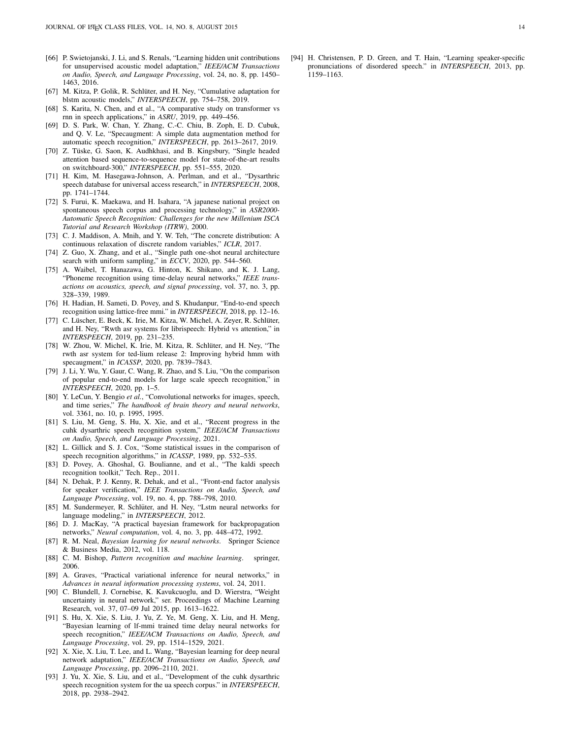[66] P. Swietojanski, J. Li, and S. Renals, "Learning hidden unit contributions for unsupervised acoustic model adaptation," *IEEE/ACM Transactions on Audio, Speech, and Language Processing*, vol. 24, no. 8, pp. 1450–1463, 2016.

[67] M. Kitza, P. Golik, R. Schlüter, and H. Ney, "Cumulative adaptation for blstm acoustic models," *INTERSPEECH*, pp. 754–758, 2019.

[68] S. Karita, N. Chen, and et al., "A comparative study on transformer vs rnn in speech applications," in *ASRU*, 2019, pp. 449–456.

[69] D. S. Park, W. Chan, Y. Zhang, C.-C. Chiu, B. Zoph, E. D. Cubuk, and Q. V. Le, "Specaugment: A simple data augmentation method for automatic speech recognition," *INTERSPEECH*, pp. 2613–2617, 2019.

[70] Z. Tüske, G. Saon, K. Audhkhasi, and B. Kingsbury, "Single headed attention based sequence-to-sequence model for state-of-the-art results on switchboard-300," *INTERSPEECH*, pp. 551–555, 2020.

[71] H. Kim, M. Hasegawa-Johnson, A. Perlman, and et al., "Dysarthric speech database for universal access research," in *INTERSPEECH*, 2008, pp. 1741–1744.

[72] S. Furui, K. Maekawa, and H. Isahara, "A japanese national project on spontaneous speech corpus and processing technology," in *ASR2000-Automatic Speech Recognition: Challenges for the new Millenium ISCA Tutorial and Research Workshop (ITRW)*, 2000.

[73] C. J. Maddison, A. Mnih, and Y. W. Teh, "The concrete distribution: A continuous relaxation of discrete random variables," *ICLR*, 2017.

[74] Z. Guo, X. Zhang, and et al., "Single path one-shot neural architecture search with uniform sampling," in *ECCV*, 2020, pp. 544–560.

[75] A. Waibel, T. Hanazawa, G. Hinton, K. Shikano, and K. J. Lang, "Phoneme recognition using time-delay neural networks," *IEEE transactions on acoustics, speech, and signal processing*, vol. 37, no. 3, pp. 328–339, 1989.

[76] H. Hadian, H. Sameti, D. Povey, and S. Khudanpur, "End-to-end speech recognition using lattice-free mmi." in *INTERSPEECH*, 2018, pp. 12–16.

[77] C. Lüscher, E. Beck, K. Irie, M. Kitza, W. Michel, A. Zeyer, R. Schlüter, and H. Ney, "Rwth asr systems for librispeech: Hybrid vs attention," in *INTERSPEECH*, 2019, pp. 231–235.

[78] W. Zhou, W. Michel, K. Irie, M. Kitza, R. Schlüter, and H. Ney, "The rwth asr system for ted-lium release 2: Improving hybrid hmm with specaugment," in *ICASSP*, 2020, pp. 7839–7843.

[79] J. Li, Y. Wu, Y. Gaur, C. Wang, R. Zhao, and S. Liu, "On the comparison of popular end-to-end models for large scale speech recognition," in *INTERSPEECH*, 2020, pp. 1–5.

[80] Y. LeCun, Y. Bengio *et al.*, "Convolutional networks for images, speech, and time series," *The handbook of brain theory and neural networks*, vol. 3361, no. 10, p. 1995, 1995.

[81] S. Liu, M. Geng, S. Hu, X. Xie, and et al., "Recent progress in the cuhk dysarthric speech recognition system," *IEEE/ACM Transactions on Audio, Speech, and Language Processing*, 2021.

[82] L. Gillick and S. J. Cox, "Some statistical issues in the comparison of speech recognition algorithms," in *ICASSP*, 1989, pp. 532–535.

[83] D. Povey, A. Ghoshal, G. Boulianne, and et al., "The kaldi speech recognition toolkit," Tech. Rep., 2011.

[84] N. Dehak, P. J. Kenny, R. Dehak, and et al., "Front-end factor analysis for speaker verification," *IEEE Transactions on Audio, Speech, and Language Processing*, vol. 19, no. 4, pp. 788–798, 2010.

[85] M. Sundermeyer, R. Schlüter, and H. Ney, "Lstm neural networks for language modeling," in *INTERSPEECH*, 2012.

[86] D. J. MacKay, "A practical bayesian framework for backpropagation networks," *Neural computation*, vol. 4, no. 3, pp. 448–472, 1992.

[87] R. M. Neal, *Bayesian learning for neural networks*. Springer Science & Business Media, 2012, vol. 118.

[88] C. M. Bishop, *Pattern recognition and machine learning*. springer, 2006.

[89] A. Graves, "Practical variational inference for neural networks," in *Advances in neural information processing systems*, vol. 24, 2011.

[90] C. Blundell, J. Cornebise, K. Kavukcuoglu, and D. Wierstra, "Weight uncertainty in neural network," ser. Proceedings of Machine Learning Research, vol. 37, 07–09 Jul 2015, pp. 1613–1622.

[91] S. Hu, X. Xie, S. Liu, J. Yu, Z. Ye, M. Geng, X. Liu, and H. Meng, "Bayesian learning of lf-mmi trained time delay neural networks for speech recognition," *IEEE/ACM Transactions on Audio, Speech, and Language Processing*, vol. 29, pp. 1514–1529, 2021.

[92] X. Xie, X. Liu, T. Lee, and L. Wang, "Bayesian learning for deep neural network adaptation," *IEEE/ACM Transactions on Audio, Speech, and Language Processing*, pp. 2096–2110, 2021.

[93] J. Yu, X. Xie, S. Liu, and et al., "Development of the cuhk dysarthric speech recognition system for the ua speech corpus." in *INTERSPEECH*, 2018, pp. 2938–2942.

[94] H. Christensen, P. D. Green, and T. Hain, "Learning speaker-specific pronunciations of disordered speech." in *INTERSPEECH*, 2013, pp. 1159–1163.